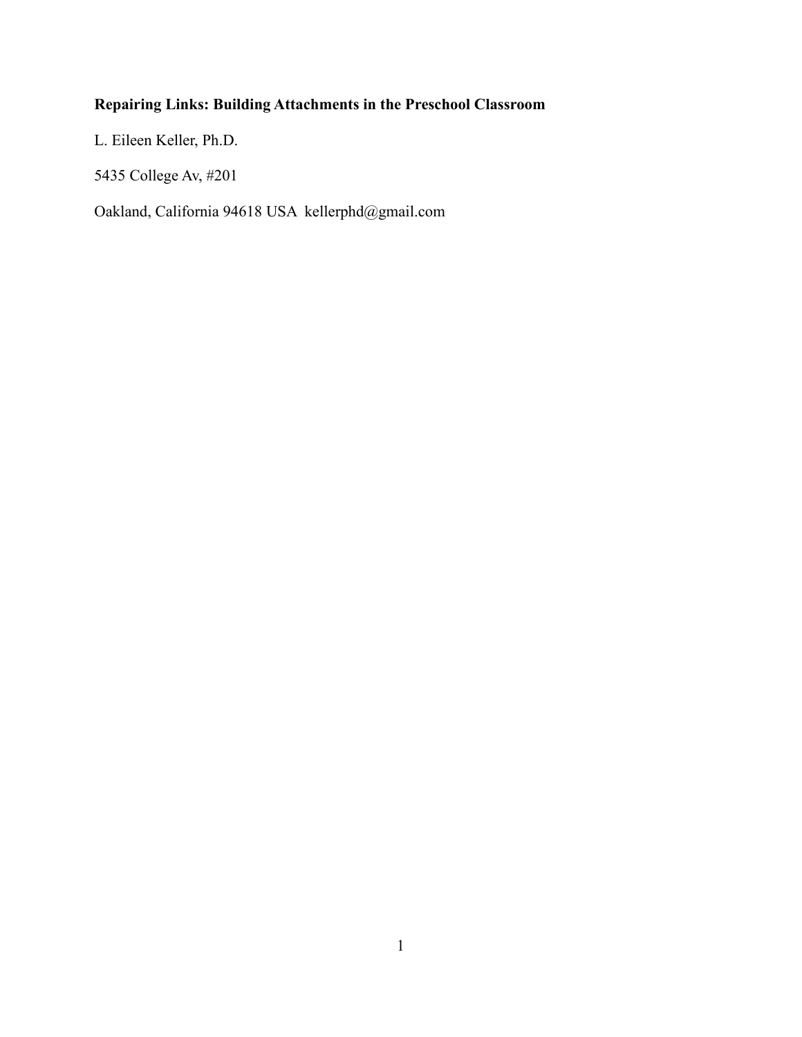**Repairing Links: Building Attachments in the Preschool Classroom**

L. Eileen Keller, Ph.D.

5435 College Av, #201

Oakland, California 94618 USA  kellerphd@gmail.com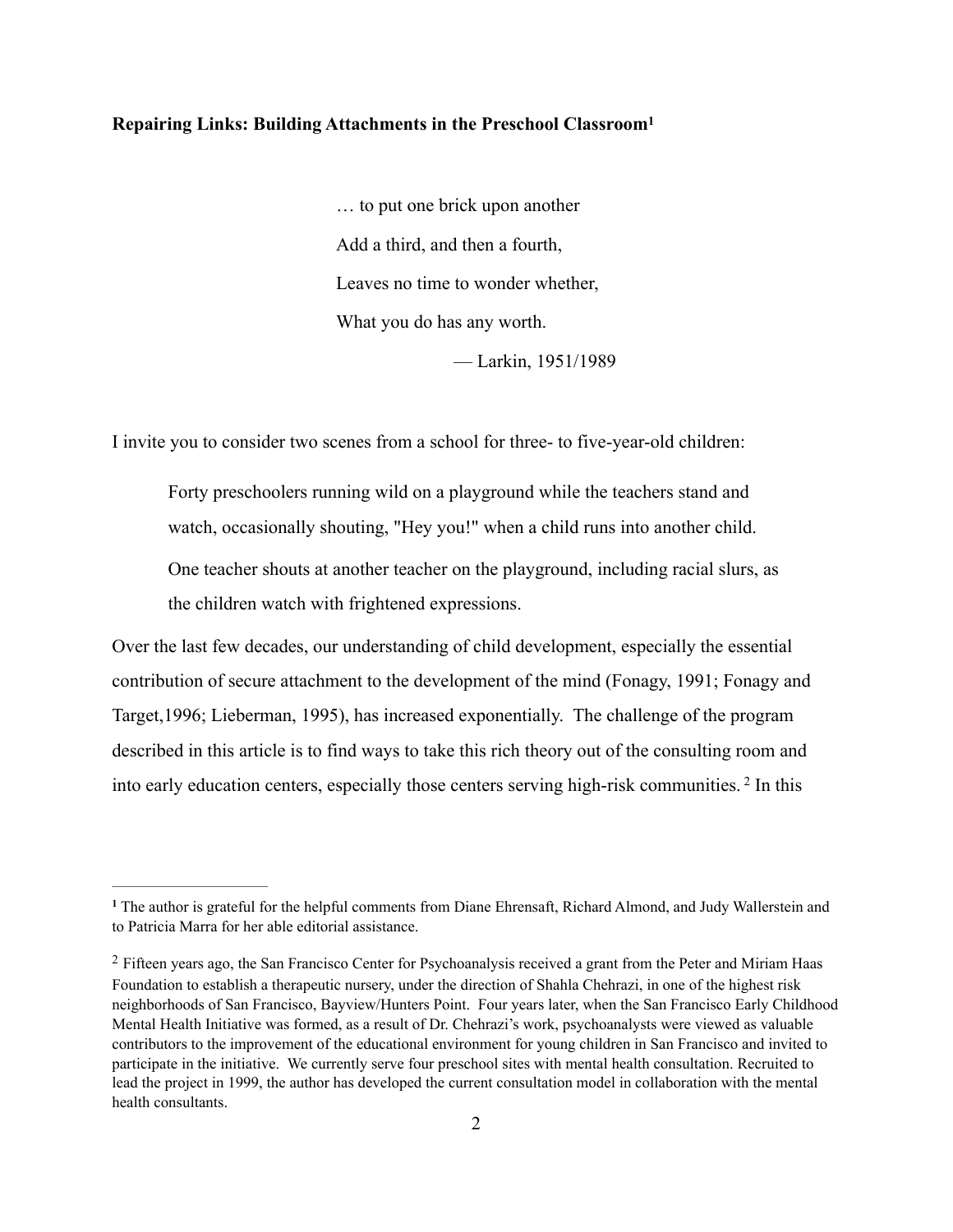**Repairing Links: Building Attachments in the Preschool Classroom[1]**

> … to put one brick upon another
> Add a third, and then a fourth,
> Leaves no time to wonder whether,
> What you do has any worth.
>
> — Larkin, 1951/1989

I invite you to consider two scenes from a school for three- to five-year-old children:

> Forty preschoolers running wild on a playground while the teachers stand and watch, occasionally shouting, "Hey you!" when a child runs into another child.
>
> One teacher shouts at another teacher on the playground, including racial slurs, as the children watch with frightened expressions.

Over the last few decades, our understanding of child development, especially the essential contribution of secure attachment to the development of the mind (Fonagy, 1991; Fonagy and Target,1996; Lieberman, 1995), has increased exponentially. The challenge of the program described in this article is to find ways to take this rich theory out of the consulting room and into early education centers, especially those centers serving high-risk communities. [2] In this

---

[1] The author is grateful for the helpful comments from Diane Ehrensaft, Richard Almond, and Judy Wallerstein and to Patricia Marra for her able editorial assistance.

[2] Fifteen years ago, the San Francisco Center for Psychoanalysis received a grant from the Peter and Miriam Haas Foundation to establish a therapeutic nursery, under the direction of Shahla Chehrazi, in one of the highest risk neighborhoods of San Francisco, Bayview/Hunters Point. Four years later, when the San Francisco Early Childhood Mental Health Initiative was formed, as a result of Dr. Chehrazi's work, psychoanalysts were viewed as valuable contributors to the improvement of the educational environment for young children in San Francisco and invited to participate in the initiative. We currently serve four preschool sites with mental health consultation. Recruited to lead the project in 1999, the author has developed the current consultation model in collaboration with the mental health consultants.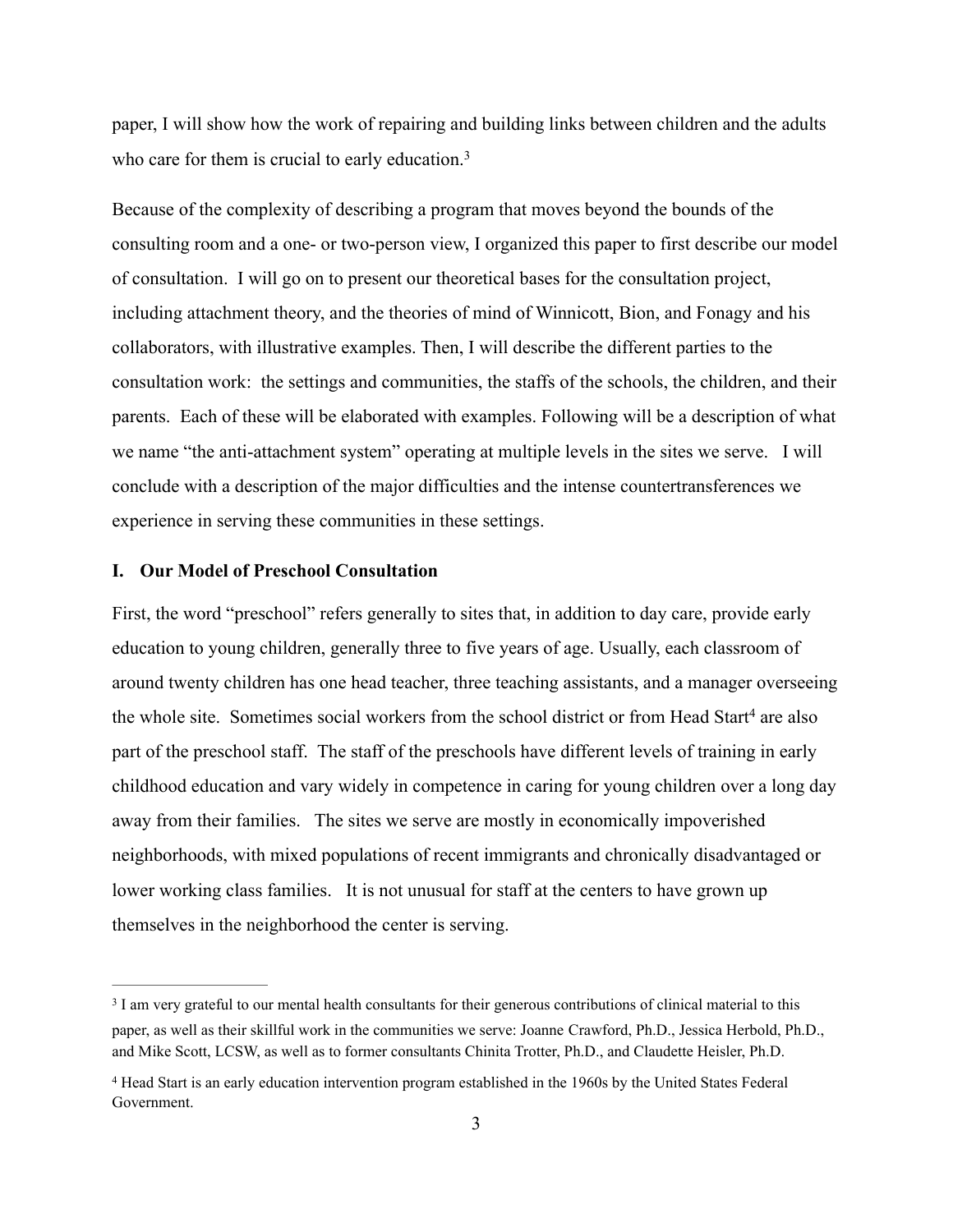paper, I will show how the work of repairing and building links between children and the adults who care for them is crucial to early education.[3]

Because of the complexity of describing a program that moves beyond the bounds of the consulting room and a one- or two-person view, I organized this paper to first describe our model of consultation. I will go on to present our theoretical bases for the consultation project, including attachment theory, and the theories of mind of Winnicott, Bion, and Fonagy and his collaborators, with illustrative examples. Then, I will describe the different parties to the consultation work: the settings and communities, the staffs of the schools, the children, and their parents. Each of these will be elaborated with examples. Following will be a description of what we name "the anti-attachment system" operating at multiple levels in the sites we serve. I will conclude with a description of the major difficulties and the intense countertransferences we experience in serving these communities in these settings.

## I. Our Model of Preschool Consultation

First, the word "preschool" refers generally to sites that, in addition to day care, provide early education to young children, generally three to five years of age. Usually, each classroom of around twenty children has one head teacher, three teaching assistants, and a manager overseeing the whole site. Sometimes social workers from the school district or from Head Start[4] are also part of the preschool staff. The staff of the preschools have different levels of training in early childhood education and vary widely in competence in caring for young children over a long day away from their families. The sites we serve are mostly in economically impoverished neighborhoods, with mixed populations of recent immigrants and chronically disadvantaged or lower working class families. It is not unusual for staff at the centers to have grown up themselves in the neighborhood the center is serving.

---

[3] I am very grateful to our mental health consultants for their generous contributions of clinical material to this paper, as well as their skillful work in the communities we serve: Joanne Crawford, Ph.D., Jessica Herbold, Ph.D., and Mike Scott, LCSW, as well as to former consultants Chinita Trotter, Ph.D., and Claudette Heisler, Ph.D.

[4] Head Start is an early education intervention program established in the 1960s by the United States Federal Government.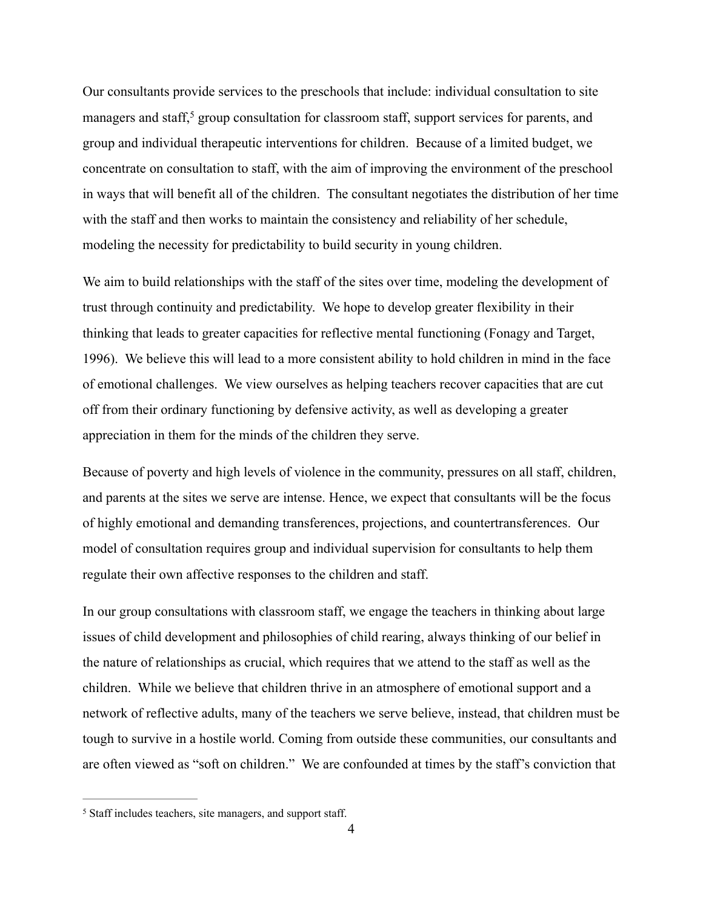Our consultants provide services to the preschools that include: individual consultation to site managers and staff,[5] group consultation for classroom staff, support services for parents, and group and individual therapeutic interventions for children. Because of a limited budget, we concentrate on consultation to staff, with the aim of improving the environment of the preschool in ways that will benefit all of the children. The consultant negotiates the distribution of her time with the staff and then works to maintain the consistency and reliability of her schedule, modeling the necessity for predictability to build security in young children.

We aim to build relationships with the staff of the sites over time, modeling the development of trust through continuity and predictability. We hope to develop greater flexibility in their thinking that leads to greater capacities for reflective mental functioning (Fonagy and Target, 1996). We believe this will lead to a more consistent ability to hold children in mind in the face of emotional challenges. We view ourselves as helping teachers recover capacities that are cut off from their ordinary functioning by defensive activity, as well as developing a greater appreciation in them for the minds of the children they serve.

Because of poverty and high levels of violence in the community, pressures on all staff, children, and parents at the sites we serve are intense. Hence, we expect that consultants will be the focus of highly emotional and demanding transferences, projections, and countertransferences. Our model of consultation requires group and individual supervision for consultants to help them regulate their own affective responses to the children and staff.

In our group consultations with classroom staff, we engage the teachers in thinking about large issues of child development and philosophies of child rearing, always thinking of our belief in the nature of relationships as crucial, which requires that we attend to the staff as well as the children. While we believe that children thrive in an atmosphere of emotional support and a network of reflective adults, many of the teachers we serve believe, instead, that children must be tough to survive in a hostile world. Coming from outside these communities, our consultants and are often viewed as "soft on children." We are confounded at times by the staff's conviction that

[5] Staff includes teachers, site managers, and support staff.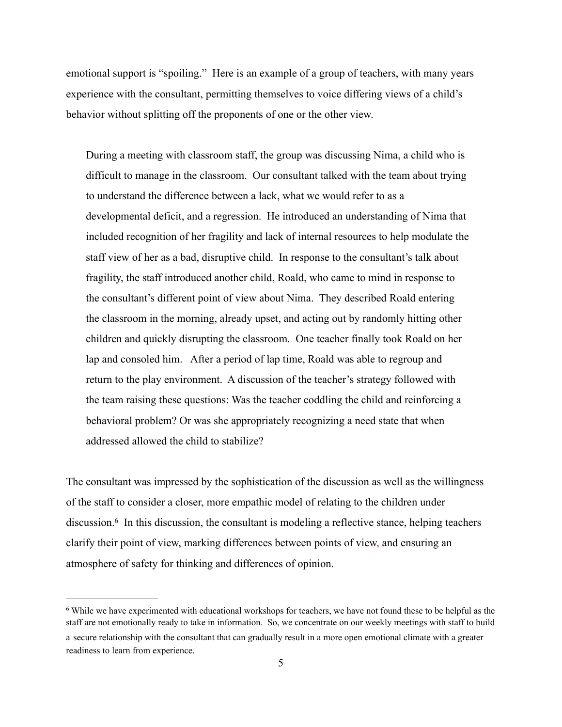emotional support is "spoiling." Here is an example of a group of teachers, with many years experience with the consultant, permitting themselves to voice differing views of a child's behavior without splitting off the proponents of one or the other view.

> During a meeting with classroom staff, the group was discussing Nima, a child who is difficult to manage in the classroom. Our consultant talked with the team about trying to understand the difference between a lack, what we would refer to as a developmental deficit, and a regression. He introduced an understanding of Nima that included recognition of her fragility and lack of internal resources to help modulate the staff view of her as a bad, disruptive child. In response to the consultant's talk about fragility, the staff introduced another child, Roald, who came to mind in response to the consultant's different point of view about Nima. They described Roald entering the classroom in the morning, already upset, and acting out by randomly hitting other children and quickly disrupting the classroom. One teacher finally took Roald on her lap and consoled him. After a period of lap time, Roald was able to regroup and return to the play environment. A discussion of the teacher's strategy followed with the team raising these questions: Was the teacher coddling the child and reinforcing a behavioral problem? Or was she appropriately recognizing a need state that when addressed allowed the child to stabilize?

The consultant was impressed by the sophistication of the discussion as well as the willingness of the staff to consider a closer, more empathic model of relating to the children under discussion.[6] In this discussion, the consultant is modeling a reflective stance, helping teachers clarify their point of view, marking differences between points of view, and ensuring an atmosphere of safety for thinking and differences of opinion.

---

[6] While we have experimented with educational workshops for teachers, we have not found these to be helpful as the staff are not emotionally ready to take in information. So, we concentrate on our weekly meetings with staff to build a secure relationship with the consultant that can gradually result in a more open emotional climate with a greater readiness to learn from experience.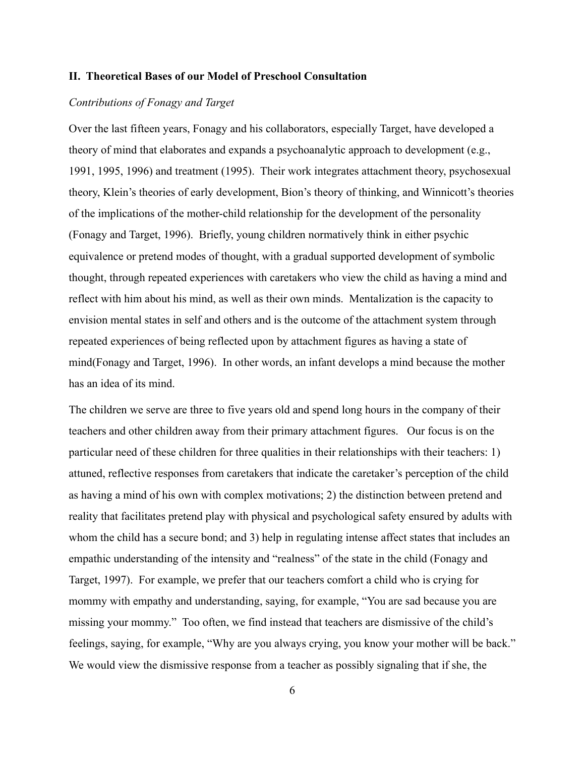### II. Theoretical Bases of our Model of Preschool Consultation

*Contributions of Fonagy and Target*

Over the last fifteen years, Fonagy and his collaborators, especially Target, have developed a theory of mind that elaborates and expands a psychoanalytic approach to development (e.g., 1991, 1995, 1996) and treatment (1995). Their work integrates attachment theory, psychosexual theory, Klein's theories of early development, Bion's theory of thinking, and Winnicott's theories of the implications of the mother-child relationship for the development of the personality (Fonagy and Target, 1996). Briefly, young children normatively think in either psychic equivalence or pretend modes of thought, with a gradual supported development of symbolic thought, through repeated experiences with caretakers who view the child as having a mind and reflect with him about his mind, as well as their own minds. Mentalization is the capacity to envision mental states in self and others and is the outcome of the attachment system through repeated experiences of being reflected upon by attachment figures as having a state of mind(Fonagy and Target, 1996). In other words, an infant develops a mind because the mother has an idea of its mind.

The children we serve are three to five years old and spend long hours in the company of their teachers and other children away from their primary attachment figures. Our focus is on the particular need of these children for three qualities in their relationships with their teachers: 1) attuned, reflective responses from caretakers that indicate the caretaker's perception of the child as having a mind of his own with complex motivations; 2) the distinction between pretend and reality that facilitates pretend play with physical and psychological safety ensured by adults with whom the child has a secure bond; and 3) help in regulating intense affect states that includes an empathic understanding of the intensity and "realness" of the state in the child (Fonagy and Target, 1997). For example, we prefer that our teachers comfort a child who is crying for mommy with empathy and understanding, saying, for example, "You are sad because you are missing your mommy." Too often, we find instead that teachers are dismissive of the child's feelings, saying, for example, "Why are you always crying, you know your mother will be back." We would view the dismissive response from a teacher as possibly signaling that if she, the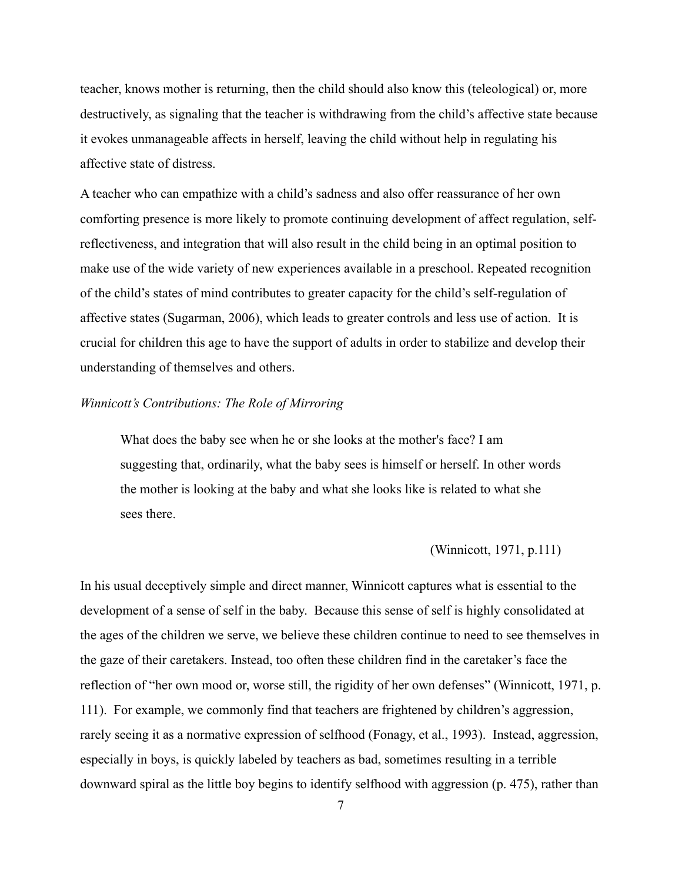teacher, knows mother is returning, then the child should also know this (teleological) or, more destructively, as signaling that the teacher is withdrawing from the child's affective state because it evokes unmanageable affects in herself, leaving the child without help in regulating his affective state of distress.

A teacher who can empathize with a child's sadness and also offer reassurance of her own comforting presence is more likely to promote continuing development of affect regulation, self-reflectiveness, and integration that will also result in the child being in an optimal position to make use of the wide variety of new experiences available in a preschool. Repeated recognition of the child's states of mind contributes to greater capacity for the child's self-regulation of affective states (Sugarman, 2006), which leads to greater controls and less use of action. It is crucial for children this age to have the support of adults in order to stabilize and develop their understanding of themselves and others.

*Winnicott's Contributions: The Role of Mirroring*

> What does the baby see when he or she looks at the mother's face? I am suggesting that, ordinarily, what the baby sees is himself or herself. In other words the mother is looking at the baby and what she looks like is related to what she sees there.
>
> (Winnicott, 1971, p.111)

In his usual deceptively simple and direct manner, Winnicott captures what is essential to the development of a sense of self in the baby. Because this sense of self is highly consolidated at the ages of the children we serve, we believe these children continue to need to see themselves in the gaze of their caretakers. Instead, too often these children find in the caretaker's face the reflection of "her own mood or, worse still, the rigidity of her own defenses" (Winnicott, 1971, p. 111). For example, we commonly find that teachers are frightened by children's aggression, rarely seeing it as a normative expression of selfhood (Fonagy, et al., 1993). Instead, aggression, especially in boys, is quickly labeled by teachers as bad, sometimes resulting in a terrible downward spiral as the little boy begins to identify selfhood with aggression (p. 475), rather than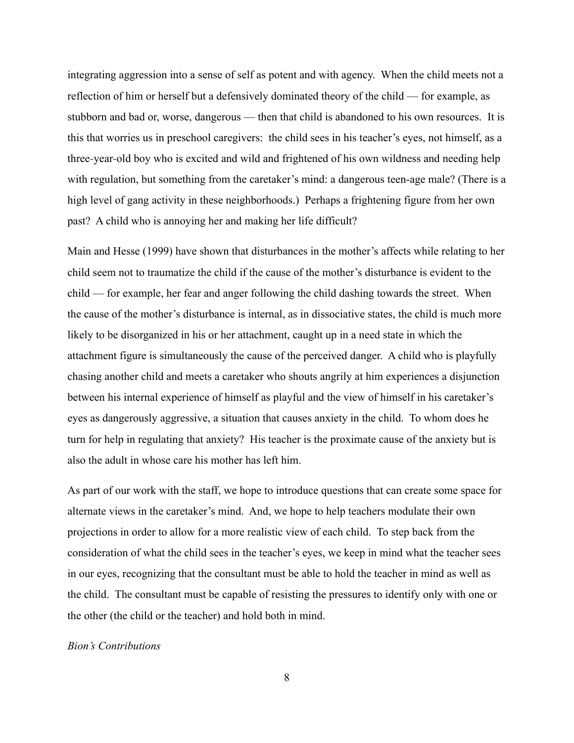integrating aggression into a sense of self as potent and with agency. When the child meets not a reflection of him or herself but a defensively dominated theory of the child — for example, as stubborn and bad or, worse, dangerous — then that child is abandoned to his own resources. It is this that worries us in preschool caregivers: the child sees in his teacher's eyes, not himself, as a three-year-old boy who is excited and wild and frightened of his own wildness and needing help with regulation, but something from the caretaker's mind: a dangerous teen-age male? (There is a high level of gang activity in these neighborhoods.) Perhaps a frightening figure from her own past? A child who is annoying her and making her life difficult?

Main and Hesse (1999) have shown that disturbances in the mother's affects while relating to her child seem not to traumatize the child if the cause of the mother's disturbance is evident to the child — for example, her fear and anger following the child dashing towards the street. When the cause of the mother's disturbance is internal, as in dissociative states, the child is much more likely to be disorganized in his or her attachment, caught up in a need state in which the attachment figure is simultaneously the cause of the perceived danger. A child who is playfully chasing another child and meets a caretaker who shouts angrily at him experiences a disjunction between his internal experience of himself as playful and the view of himself in his caretaker's eyes as dangerously aggressive, a situation that causes anxiety in the child. To whom does he turn for help in regulating that anxiety? His teacher is the proximate cause of the anxiety but is also the adult in whose care his mother has left him.

As part of our work with the staff, we hope to introduce questions that can create some space for alternate views in the caretaker's mind. And, we hope to help teachers modulate their own projections in order to allow for a more realistic view of each child. To step back from the consideration of what the child sees in the teacher's eyes, we keep in mind what the teacher sees in our eyes, recognizing that the consultant must be able to hold the teacher in mind as well as the child. The consultant must be capable of resisting the pressures to identify only with one or the other (the child or the teacher) and hold both in mind.

*Bion's Contributions*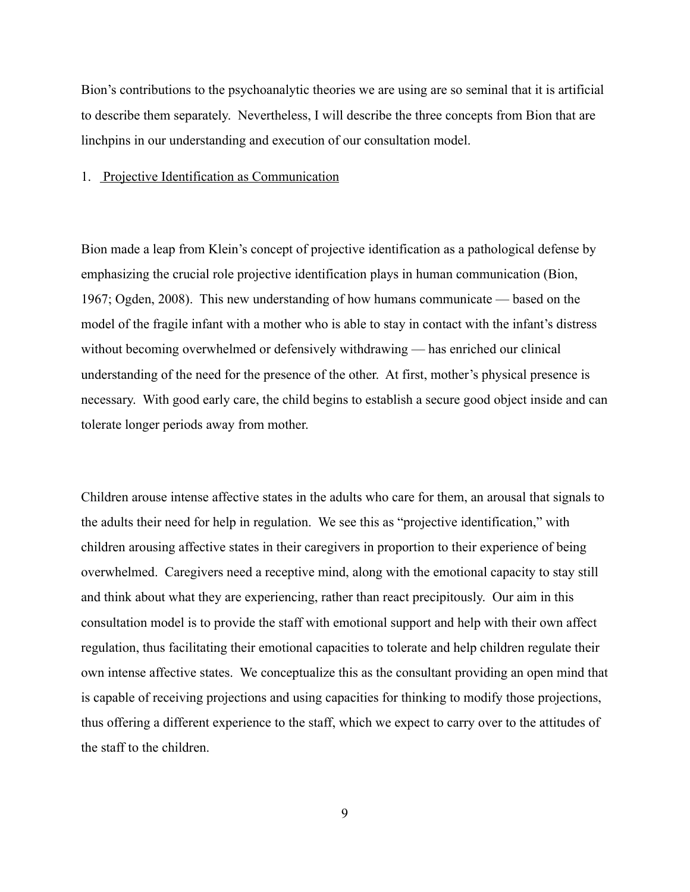Bion's contributions to the psychoanalytic theories we are using are so seminal that it is artificial to describe them separately. Nevertheless, I will describe the three concepts from Bion that are linchpins in our understanding and execution of our consultation model.

1. Projective Identification as Communication

Bion made a leap from Klein's concept of projective identification as a pathological defense by emphasizing the crucial role projective identification plays in human communication (Bion, 1967; Ogden, 2008). This new understanding of how humans communicate — based on the model of the fragile infant with a mother who is able to stay in contact with the infant's distress without becoming overwhelmed or defensively withdrawing — has enriched our clinical understanding of the need for the presence of the other. At first, mother's physical presence is necessary. With good early care, the child begins to establish a secure good object inside and can tolerate longer periods away from mother.

Children arouse intense affective states in the adults who care for them, an arousal that signals to the adults their need for help in regulation. We see this as "projective identification," with children arousing affective states in their caregivers in proportion to their experience of being overwhelmed. Caregivers need a receptive mind, along with the emotional capacity to stay still and think about what they are experiencing, rather than react precipitously. Our aim in this consultation model is to provide the staff with emotional support and help with their own affect regulation, thus facilitating their emotional capacities to tolerate and help children regulate their own intense affective states. We conceptualize this as the consultant providing an open mind that is capable of receiving projections and using capacities for thinking to modify those projections, thus offering a different experience to the staff, which we expect to carry over to the attitudes of the staff to the children.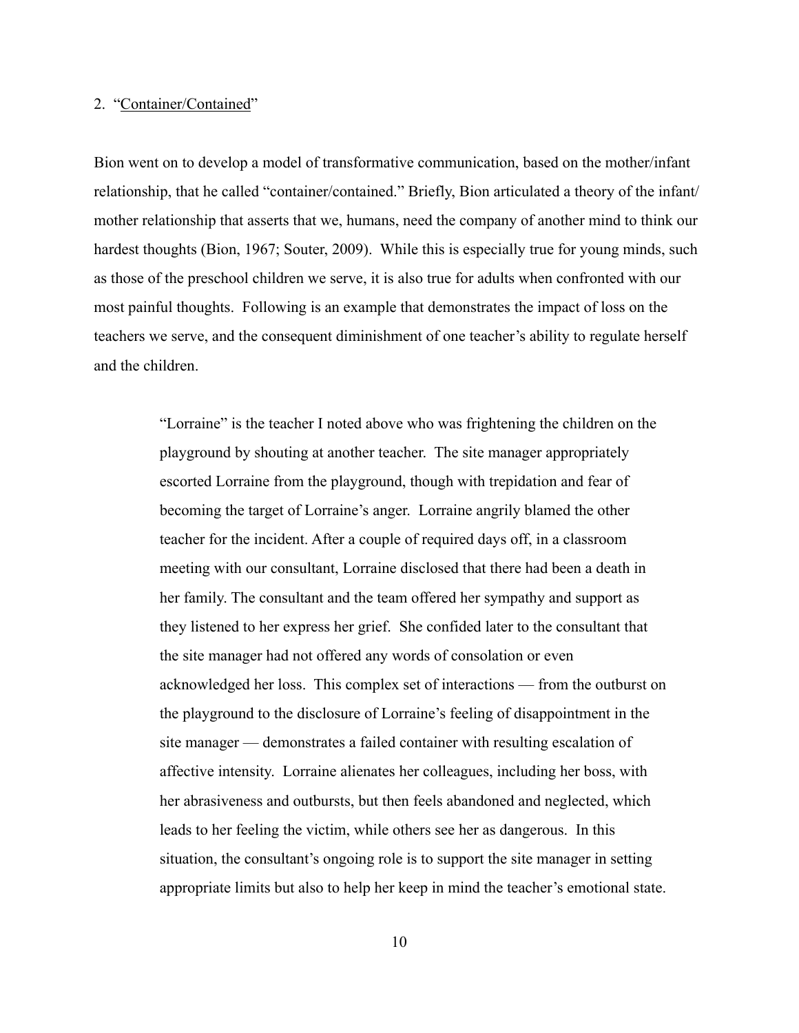2. "<u>Container/Contained</u>"

Bion went on to develop a model of transformative communication, based on the mother/infant relationship, that he called "container/contained." Briefly, Bion articulated a theory of the infant/ mother relationship that asserts that we, humans, need the company of another mind to think our hardest thoughts (Bion, 1967; Souter, 2009). While this is especially true for young minds, such as those of the preschool children we serve, it is also true for adults when confronted with our most painful thoughts. Following is an example that demonstrates the impact of loss on the teachers we serve, and the consequent diminishment of one teacher's ability to regulate herself and the children.

> "Lorraine" is the teacher I noted above who was frightening the children on the playground by shouting at another teacher. The site manager appropriately escorted Lorraine from the playground, though with trepidation and fear of becoming the target of Lorraine's anger. Lorraine angrily blamed the other teacher for the incident. After a couple of required days off, in a classroom meeting with our consultant, Lorraine disclosed that there had been a death in her family. The consultant and the team offered her sympathy and support as they listened to her express her grief. She confided later to the consultant that the site manager had not offered any words of consolation or even acknowledged her loss. This complex set of interactions — from the outburst on the playground to the disclosure of Lorraine's feeling of disappointment in the site manager — demonstrates a failed container with resulting escalation of affective intensity. Lorraine alienates her colleagues, including her boss, with her abrasiveness and outbursts, but then feels abandoned and neglected, which leads to her feeling the victim, while others see her as dangerous. In this situation, the consultant's ongoing role is to support the site manager in setting appropriate limits but also to help her keep in mind the teacher's emotional state.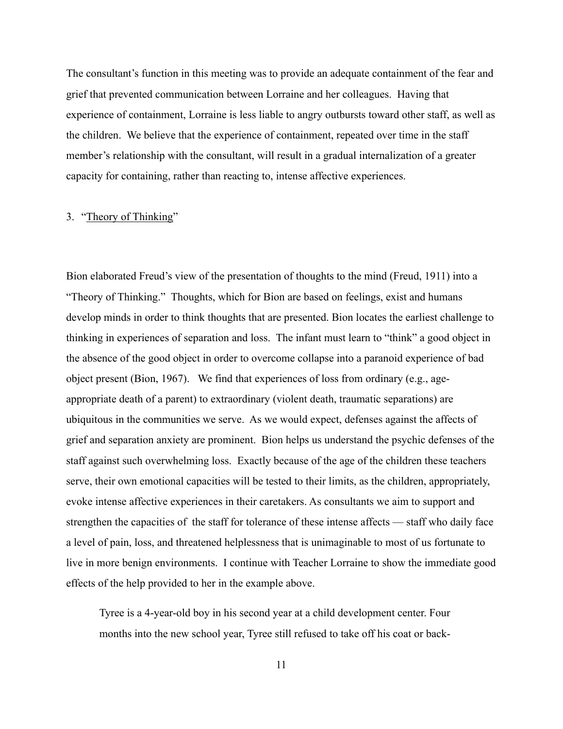The consultant's function in this meeting was to provide an adequate containment of the fear and grief that prevented communication between Lorraine and her colleagues. Having that experience of containment, Lorraine is less liable to angry outbursts toward other staff, as well as the children. We believe that the experience of containment, repeated over time in the staff member's relationship with the consultant, will result in a gradual internalization of a greater capacity for containing, rather than reacting to, intense affective experiences.

3. "<u>Theory of Thinking</u>"

Bion elaborated Freud's view of the presentation of thoughts to the mind (Freud, 1911) into a "Theory of Thinking." Thoughts, which for Bion are based on feelings, exist and humans develop minds in order to think thoughts that are presented. Bion locates the earliest challenge to thinking in experiences of separation and loss. The infant must learn to "think" a good object in the absence of the good object in order to overcome collapse into a paranoid experience of bad object present (Bion, 1967). We find that experiences of loss from ordinary (e.g., age-appropriate death of a parent) to extraordinary (violent death, traumatic separations) are ubiquitous in the communities we serve. As we would expect, defenses against the affects of grief and separation anxiety are prominent. Bion helps us understand the psychic defenses of the staff against such overwhelming loss. Exactly because of the age of the children these teachers serve, their own emotional capacities will be tested to their limits, as the children, appropriately, evoke intense affective experiences in their caretakers. As consultants we aim to support and strengthen the capacities of the staff for tolerance of these intense affects — staff who daily face a level of pain, loss, and threatened helplessness that is unimaginable to most of us fortunate to live in more benign environments. I continue with Teacher Lorraine to show the immediate good effects of the help provided to her in the example above.

> Tyree is a 4-year-old boy in his second year at a child development center. Four months into the new school year, Tyree still refused to take off his coat or back-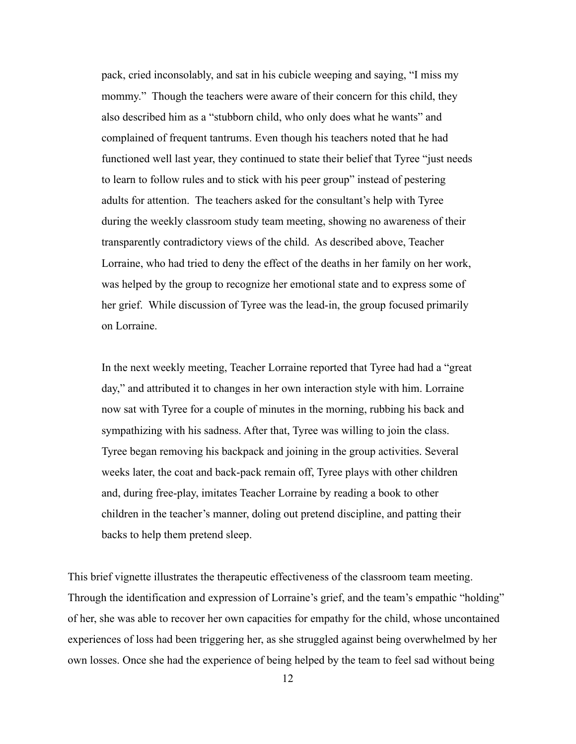> pack, cried inconsolably, and sat in his cubicle weeping and saying, "I miss my mommy." Though the teachers were aware of their concern for this child, they also described him as a "stubborn child, who only does what he wants" and complained of frequent tantrums. Even though his teachers noted that he had functioned well last year, they continued to state their belief that Tyree "just needs to learn to follow rules and to stick with his peer group" instead of pestering adults for attention. The teachers asked for the consultant's help with Tyree during the weekly classroom study team meeting, showing no awareness of their transparently contradictory views of the child. As described above, Teacher Lorraine, who had tried to deny the effect of the deaths in her family on her work, was helped by the group to recognize her emotional state and to express some of her grief. While discussion of Tyree was the lead-in, the group focused primarily on Lorraine.
>
> In the next weekly meeting, Teacher Lorraine reported that Tyree had had a "great day," and attributed it to changes in her own interaction style with him. Lorraine now sat with Tyree for a couple of minutes in the morning, rubbing his back and sympathizing with his sadness. After that, Tyree was willing to join the class. Tyree began removing his backpack and joining in the group activities. Several weeks later, the coat and back-pack remain off, Tyree plays with other children and, during free-play, imitates Teacher Lorraine by reading a book to other children in the teacher's manner, doling out pretend discipline, and patting their backs to help them pretend sleep.

This brief vignette illustrates the therapeutic effectiveness of the classroom team meeting. Through the identification and expression of Lorraine's grief, and the team's empathic "holding" of her, she was able to recover her own capacities for empathy for the child, whose uncontained experiences of loss had been triggering her, as she struggled against being overwhelmed by her own losses. Once she had the experience of being helped by the team to feel sad without being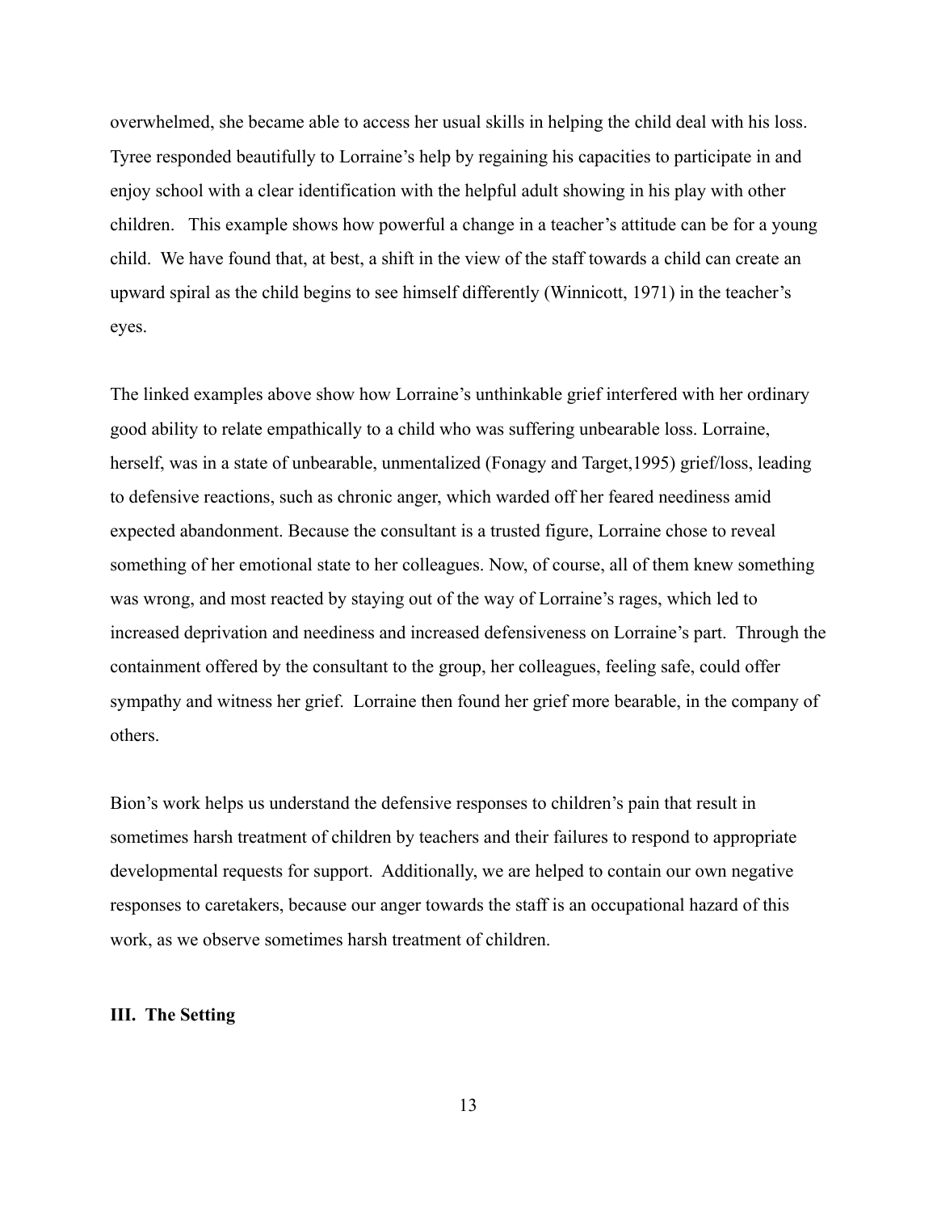overwhelmed, she became able to access her usual skills in helping the child deal with his loss. Tyree responded beautifully to Lorraine's help by regaining his capacities to participate in and enjoy school with a clear identification with the helpful adult showing in his play with other children. This example shows how powerful a change in a teacher's attitude can be for a young child. We have found that, at best, a shift in the view of the staff towards a child can create an upward spiral as the child begins to see himself differently (Winnicott, 1971) in the teacher's eyes.

The linked examples above show how Lorraine's unthinkable grief interfered with her ordinary good ability to relate empathically to a child who was suffering unbearable loss. Lorraine, herself, was in a state of unbearable, unmentalized (Fonagy and Target,1995) grief/loss, leading to defensive reactions, such as chronic anger, which warded off her feared neediness amid expected abandonment. Because the consultant is a trusted figure, Lorraine chose to reveal something of her emotional state to her colleagues. Now, of course, all of them knew something was wrong, and most reacted by staying out of the way of Lorraine's rages, which led to increased deprivation and neediness and increased defensiveness on Lorraine's part. Through the containment offered by the consultant to the group, her colleagues, feeling safe, could offer sympathy and witness her grief. Lorraine then found her grief more bearable, in the company of others.

Bion's work helps us understand the defensive responses to children's pain that result in sometimes harsh treatment of children by teachers and their failures to respond to appropriate developmental requests for support. Additionally, we are helped to contain our own negative responses to caretakers, because our anger towards the staff is an occupational hazard of this work, as we observe sometimes harsh treatment of children.

## III. The Setting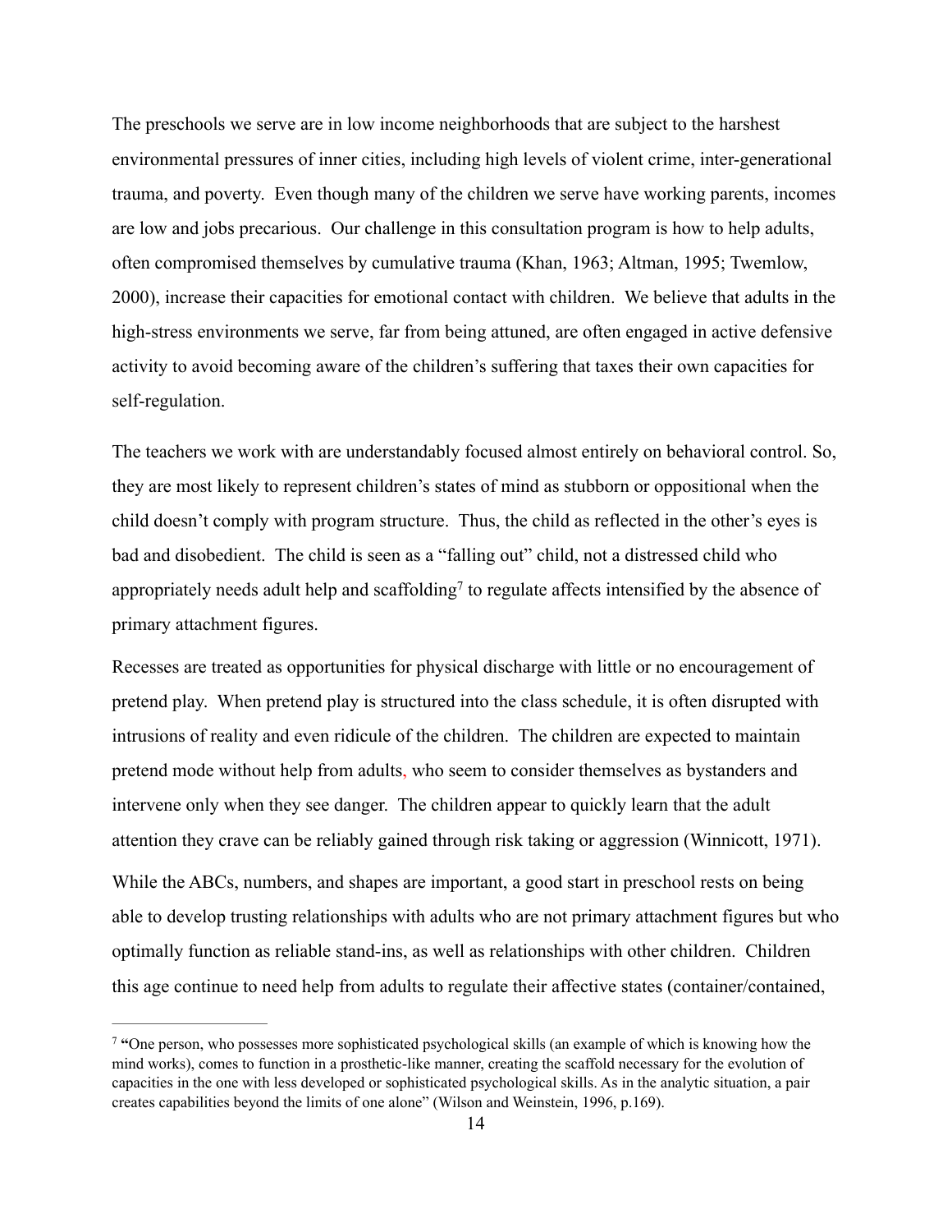The preschools we serve are in low income neighborhoods that are subject to the harshest environmental pressures of inner cities, including high levels of violent crime, inter-generational trauma, and poverty. Even though many of the children we serve have working parents, incomes are low and jobs precarious. Our challenge in this consultation program is how to help adults, often compromised themselves by cumulative trauma (Khan, 1963; Altman, 1995; Twemlow, 2000), increase their capacities for emotional contact with children. We believe that adults in the high-stress environments we serve, far from being attuned, are often engaged in active defensive activity to avoid becoming aware of the children's suffering that taxes their own capacities for self-regulation.

The teachers we work with are understandably focused almost entirely on behavioral control. So, they are most likely to represent children's states of mind as stubborn or oppositional when the child doesn't comply with program structure. Thus, the child as reflected in the other's eyes is bad and disobedient. The child is seen as a "falling out" child, not a distressed child who appropriately needs adult help and scaffolding[7] to regulate affects intensified by the absence of primary attachment figures.

Recesses are treated as opportunities for physical discharge with little or no encouragement of pretend play. When pretend play is structured into the class schedule, it is often disrupted with intrusions of reality and even ridicule of the children. The children are expected to maintain pretend mode without help from adults, who seem to consider themselves as bystanders and intervene only when they see danger. The children appear to quickly learn that the adult attention they crave can be reliably gained through risk taking or aggression (Winnicott, 1971).

While the ABCs, numbers, and shapes are important, a good start in preschool rests on being able to develop trusting relationships with adults who are not primary attachment figures but who optimally function as reliable stand-ins, as well as relationships with other children. Children this age continue to need help from adults to regulate their affective states (container/contained,

---

[7] "One person, who possesses more sophisticated psychological skills (an example of which is knowing how the mind works), comes to function in a prosthetic-like manner, creating the scaffold necessary for the evolution of capacities in the one with less developed or sophisticated psychological skills. As in the analytic situation, a pair creates capabilities beyond the limits of one alone" (Wilson and Weinstein, 1996, p.169).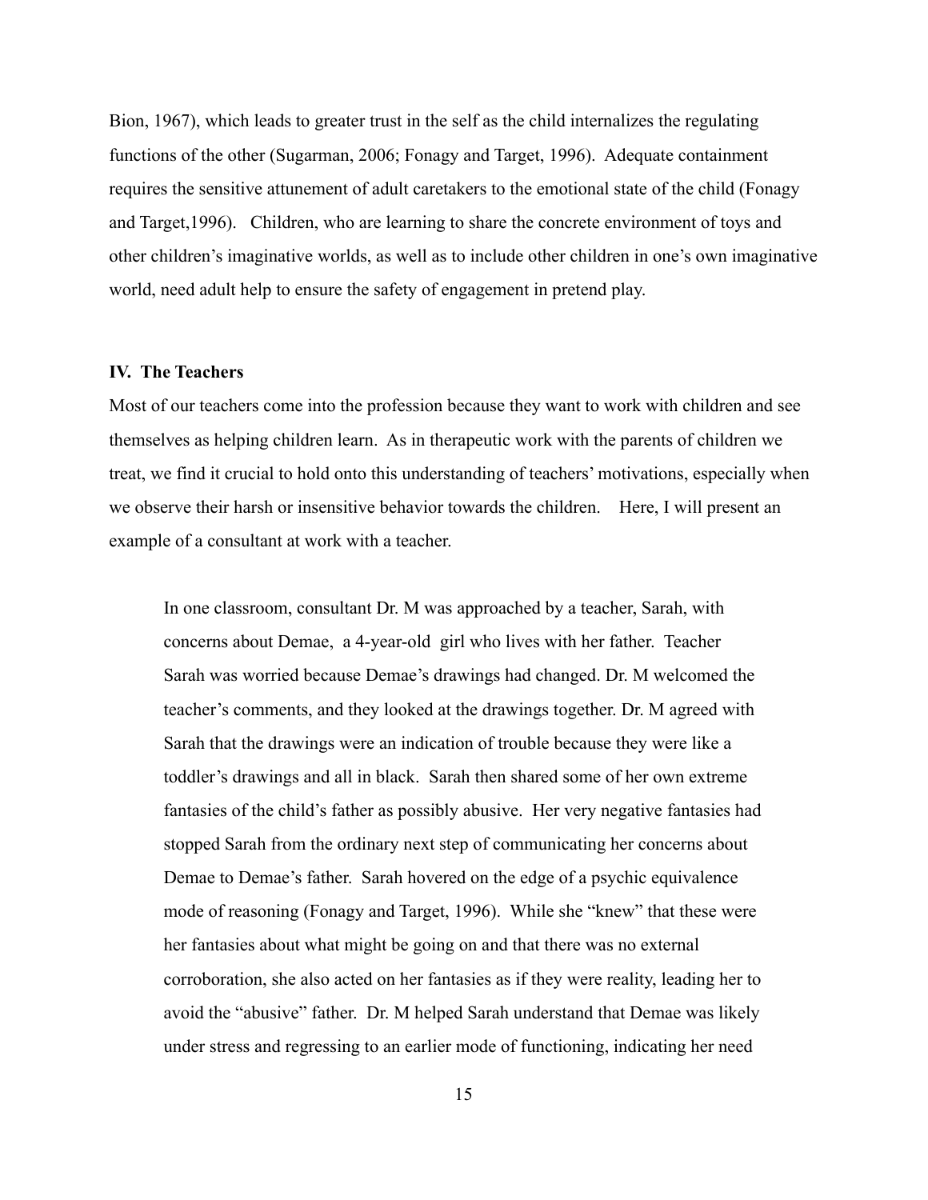Bion, 1967), which leads to greater trust in the self as the child internalizes the regulating functions of the other (Sugarman, 2006; Fonagy and Target, 1996). Adequate containment requires the sensitive attunement of adult caretakers to the emotional state of the child (Fonagy and Target,1996). Children, who are learning to share the concrete environment of toys and other children's imaginative worlds, as well as to include other children in one's own imaginative world, need adult help to ensure the safety of engagement in pretend play.

## IV. The Teachers

Most of our teachers come into the profession because they want to work with children and see themselves as helping children learn. As in therapeutic work with the parents of children we treat, we find it crucial to hold onto this understanding of teachers' motivations, especially when we observe their harsh or insensitive behavior towards the children. Here, I will present an example of a consultant at work with a teacher.

> In one classroom, consultant Dr. M was approached by a teacher, Sarah, with concerns about Demae, a 4-year-old girl who lives with her father. Teacher Sarah was worried because Demae's drawings had changed. Dr. M welcomed the teacher's comments, and they looked at the drawings together. Dr. M agreed with Sarah that the drawings were an indication of trouble because they were like a toddler's drawings and all in black. Sarah then shared some of her own extreme fantasies of the child's father as possibly abusive. Her very negative fantasies had stopped Sarah from the ordinary next step of communicating her concerns about Demae to Demae's father. Sarah hovered on the edge of a psychic equivalence mode of reasoning (Fonagy and Target, 1996). While she "knew" that these were her fantasies about what might be going on and that there was no external corroboration, she also acted on her fantasies as if they were reality, leading her to avoid the "abusive" father. Dr. M helped Sarah understand that Demae was likely under stress and regressing to an earlier mode of functioning, indicating her need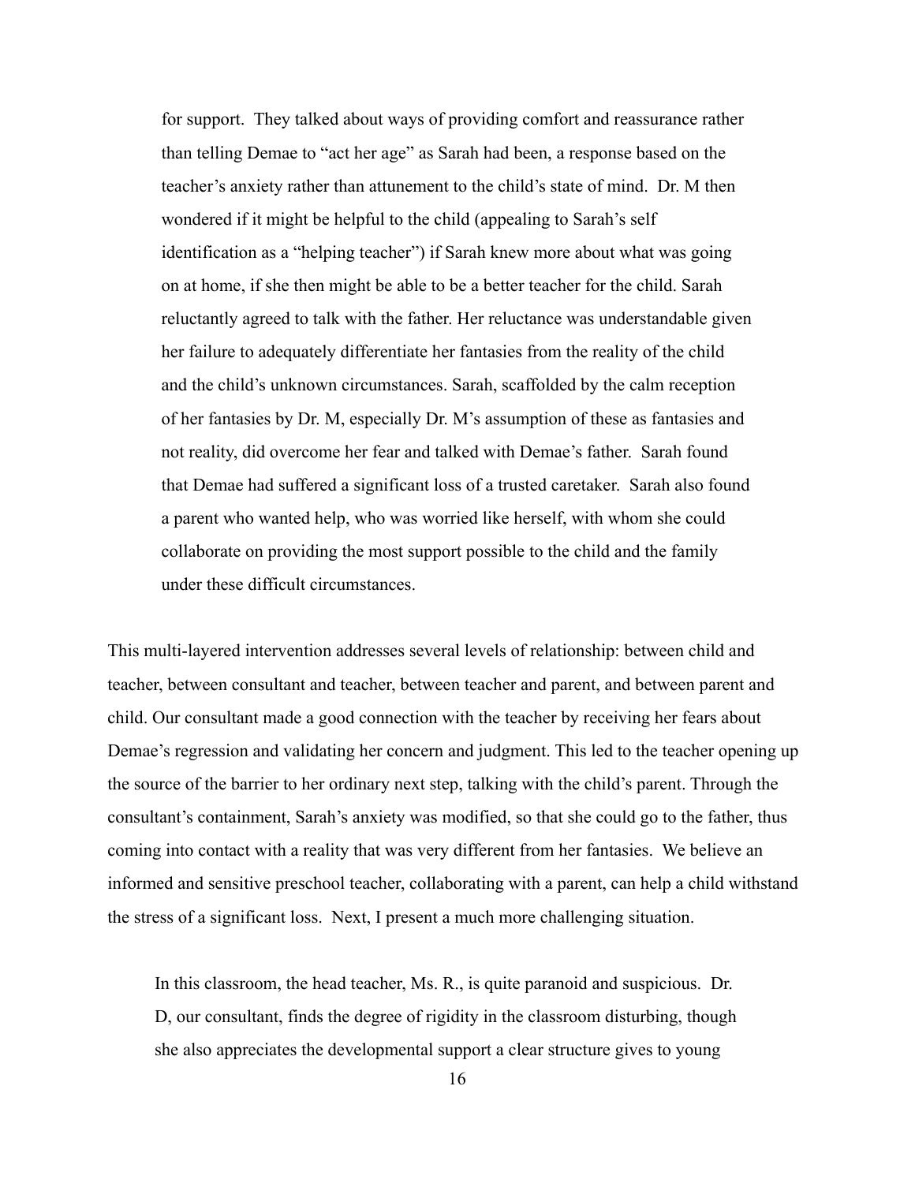> for support. They talked about ways of providing comfort and reassurance rather than telling Demae to "act her age" as Sarah had been, a response based on the teacher's anxiety rather than attunement to the child's state of mind. Dr. M then wondered if it might be helpful to the child (appealing to Sarah's self identification as a "helping teacher") if Sarah knew more about what was going on at home, if she then might be able to be a better teacher for the child. Sarah reluctantly agreed to talk with the father. Her reluctance was understandable given her failure to adequately differentiate her fantasies from the reality of the child and the child's unknown circumstances. Sarah, scaffolded by the calm reception of her fantasies by Dr. M, especially Dr. M's assumption of these as fantasies and not reality, did overcome her fear and talked with Demae's father. Sarah found that Demae had suffered a significant loss of a trusted caretaker. Sarah also found a parent who wanted help, who was worried like herself, with whom she could collaborate on providing the most support possible to the child and the family under these difficult circumstances.

This multi-layered intervention addresses several levels of relationship: between child and teacher, between consultant and teacher, between teacher and parent, and between parent and child. Our consultant made a good connection with the teacher by receiving her fears about Demae's regression and validating her concern and judgment. This led to the teacher opening up the source of the barrier to her ordinary next step, talking with the child's parent. Through the consultant's containment, Sarah's anxiety was modified, so that she could go to the father, thus coming into contact with a reality that was very different from her fantasies. We believe an informed and sensitive preschool teacher, collaborating with a parent, can help a child withstand the stress of a significant loss. Next, I present a much more challenging situation.

> In this classroom, the head teacher, Ms. R., is quite paranoid and suspicious. Dr. D, our consultant, finds the degree of rigidity in the classroom disturbing, though she also appreciates the developmental support a clear structure gives to young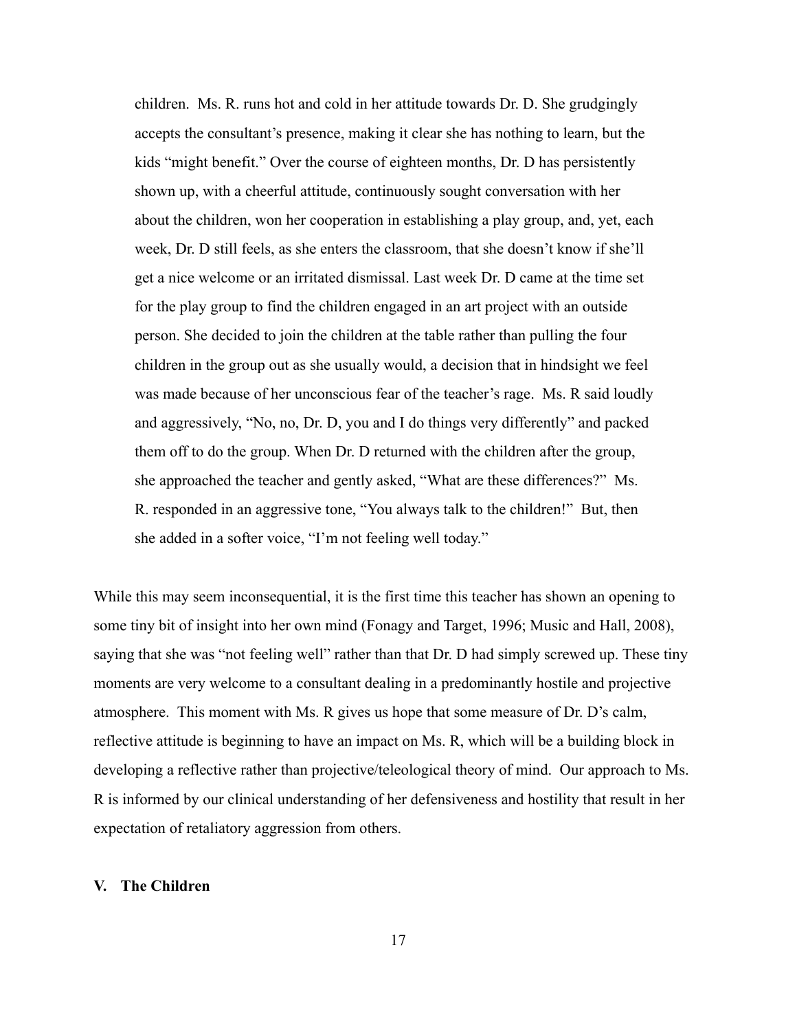> children. Ms. R. runs hot and cold in her attitude towards Dr. D. She grudgingly accepts the consultant's presence, making it clear she has nothing to learn, but the kids "might benefit." Over the course of eighteen months, Dr. D has persistently shown up, with a cheerful attitude, continuously sought conversation with her about the children, won her cooperation in establishing a play group, and, yet, each week, Dr. D still feels, as she enters the classroom, that she doesn't know if she'll get a nice welcome or an irritated dismissal. Last week Dr. D came at the time set for the play group to find the children engaged in an art project with an outside person. She decided to join the children at the table rather than pulling the four children in the group out as she usually would, a decision that in hindsight we feel was made because of her unconscious fear of the teacher's rage. Ms. R said loudly and aggressively, "No, no, Dr. D, you and I do things very differently" and packed them off to do the group. When Dr. D returned with the children after the group, she approached the teacher and gently asked, "What are these differences?" Ms. R. responded in an aggressive tone, "You always talk to the children!" But, then she added in a softer voice, "I'm not feeling well today."

While this may seem inconsequential, it is the first time this teacher has shown an opening to some tiny bit of insight into her own mind (Fonagy and Target, 1996; Music and Hall, 2008), saying that she was "not feeling well" rather than that Dr. D had simply screwed up. These tiny moments are very welcome to a consultant dealing in a predominantly hostile and projective atmosphere. This moment with Ms. R gives us hope that some measure of Dr. D's calm, reflective attitude is beginning to have an impact on Ms. R, which will be a building block in developing a reflective rather than projective/teleological theory of mind. Our approach to Ms. R is informed by our clinical understanding of her defensiveness and hostility that result in her expectation of retaliatory aggression from others.

## V. The Children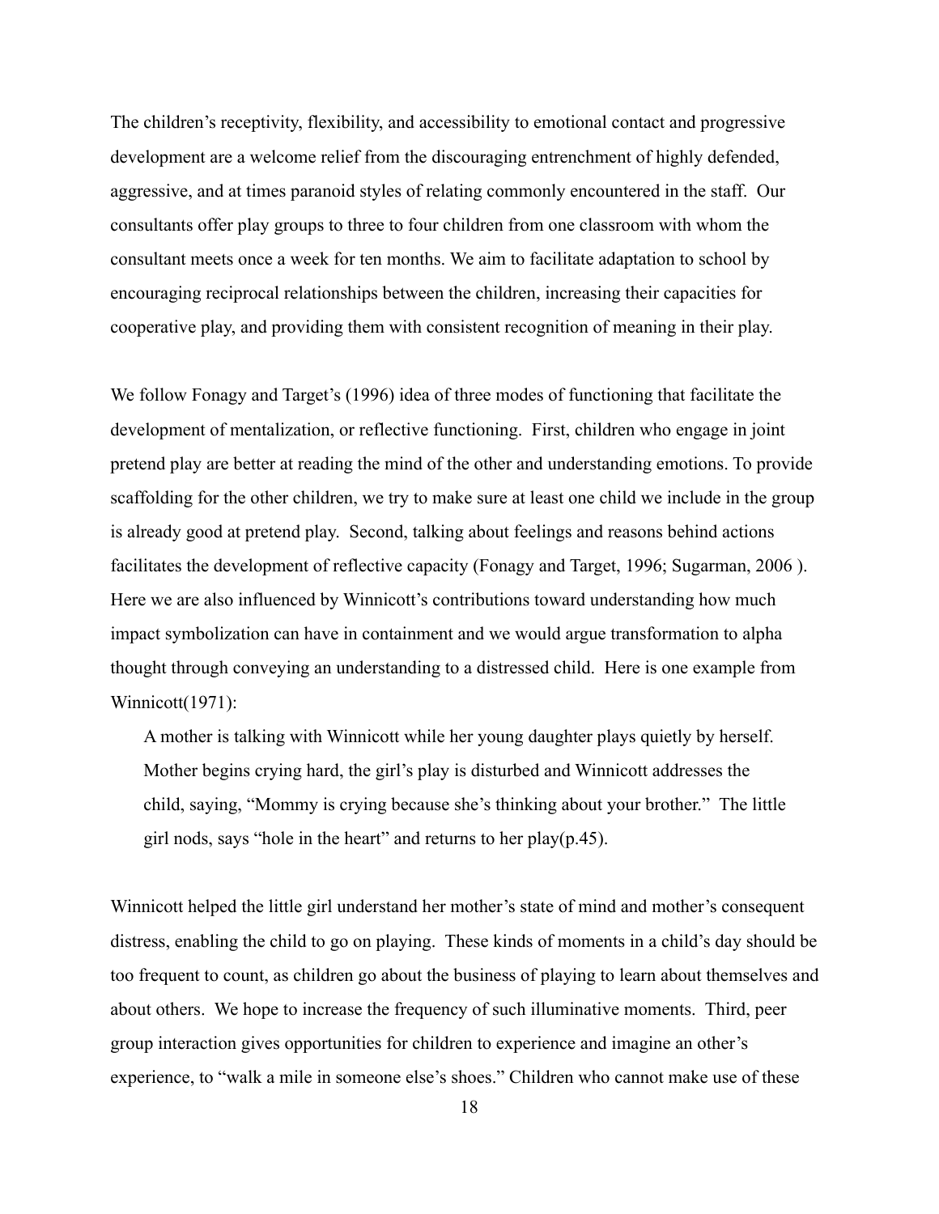The children's receptivity, flexibility, and accessibility to emotional contact and progressive development are a welcome relief from the discouraging entrenchment of highly defended, aggressive, and at times paranoid styles of relating commonly encountered in the staff. Our consultants offer play groups to three to four children from one classroom with whom the consultant meets once a week for ten months. We aim to facilitate adaptation to school by encouraging reciprocal relationships between the children, increasing their capacities for cooperative play, and providing them with consistent recognition of meaning in their play.

We follow Fonagy and Target's (1996) idea of three modes of functioning that facilitate the development of mentalization, or reflective functioning. First, children who engage in joint pretend play are better at reading the mind of the other and understanding emotions. To provide scaffolding for the other children, we try to make sure at least one child we include in the group is already good at pretend play. Second, talking about feelings and reasons behind actions facilitates the development of reflective capacity (Fonagy and Target, 1996; Sugarman, 2006 ). Here we are also influenced by Winnicott's contributions toward understanding how much impact symbolization can have in containment and we would argue transformation to alpha thought through conveying an understanding to a distressed child. Here is one example from Winnicott(1971):

> A mother is talking with Winnicott while her young daughter plays quietly by herself. Mother begins crying hard, the girl's play is disturbed and Winnicott addresses the child, saying, "Mommy is crying because she's thinking about your brother." The little girl nods, says "hole in the heart" and returns to her play(p.45).

Winnicott helped the little girl understand her mother's state of mind and mother's consequent distress, enabling the child to go on playing. These kinds of moments in a child's day should be too frequent to count, as children go about the business of playing to learn about themselves and about others. We hope to increase the frequency of such illuminative moments. Third, peer group interaction gives opportunities for children to experience and imagine an other's experience, to "walk a mile in someone else's shoes." Children who cannot make use of these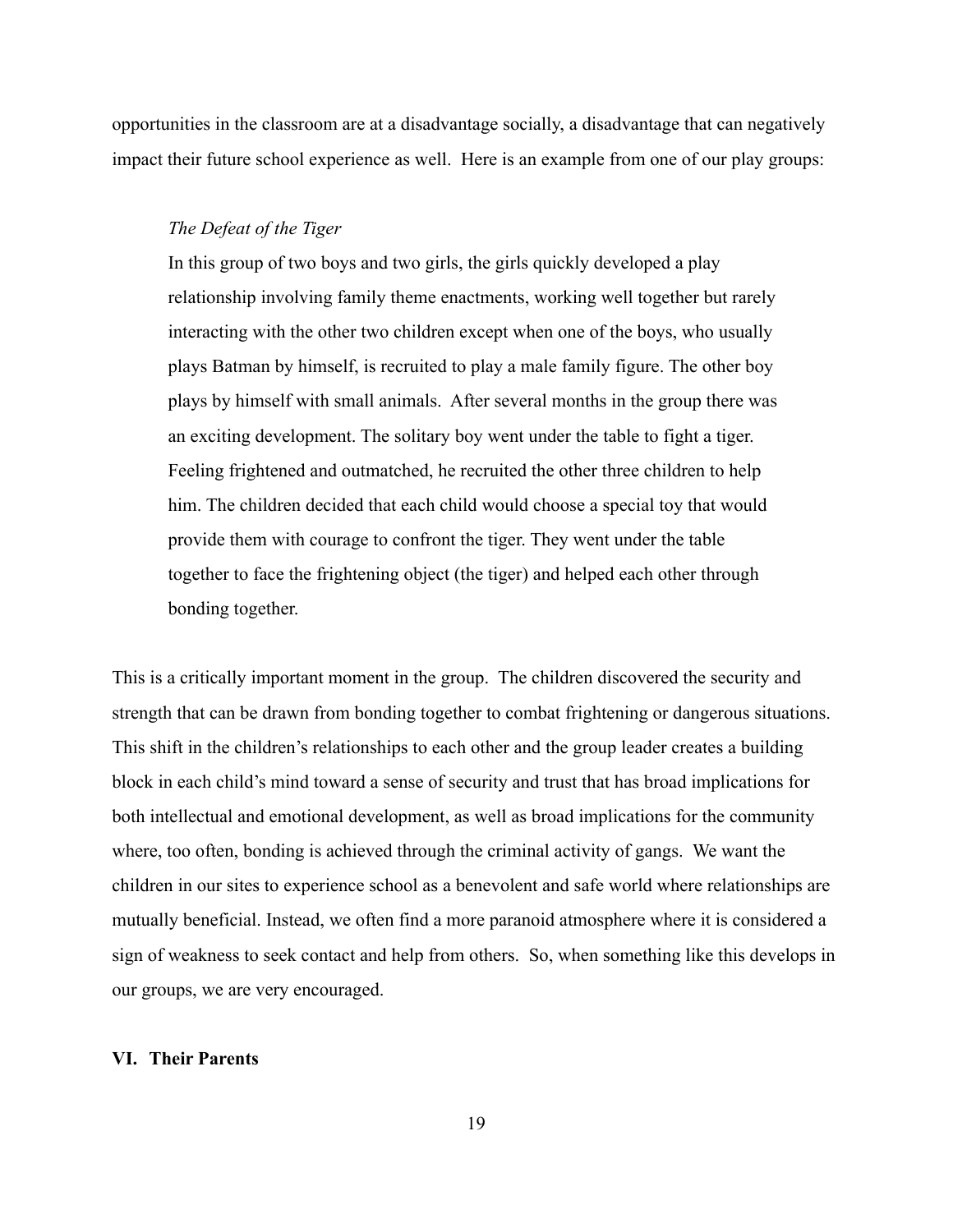opportunities in the classroom are at a disadvantage socially, a disadvantage that can negatively impact their future school experience as well. Here is an example from one of our play groups:

> *The Defeat of the Tiger*
>
> In this group of two boys and two girls, the girls quickly developed a play relationship involving family theme enactments, working well together but rarely interacting with the other two children except when one of the boys, who usually plays Batman by himself, is recruited to play a male family figure. The other boy plays by himself with small animals. After several months in the group there was an exciting development. The solitary boy went under the table to fight a tiger. Feeling frightened and outmatched, he recruited the other three children to help him. The children decided that each child would choose a special toy that would provide them with courage to confront the tiger. They went under the table together to face the frightening object (the tiger) and helped each other through bonding together.

This is a critically important moment in the group. The children discovered the security and strength that can be drawn from bonding together to combat frightening or dangerous situations. This shift in the children's relationships to each other and the group leader creates a building block in each child's mind toward a sense of security and trust that has broad implications for both intellectual and emotional development, as well as broad implications for the community where, too often, bonding is achieved through the criminal activity of gangs. We want the children in our sites to experience school as a benevolent and safe world where relationships are mutually beneficial. Instead, we often find a more paranoid atmosphere where it is considered a sign of weakness to seek contact and help from others. So, when something like this develops in our groups, we are very encouraged.

## VI. Their Parents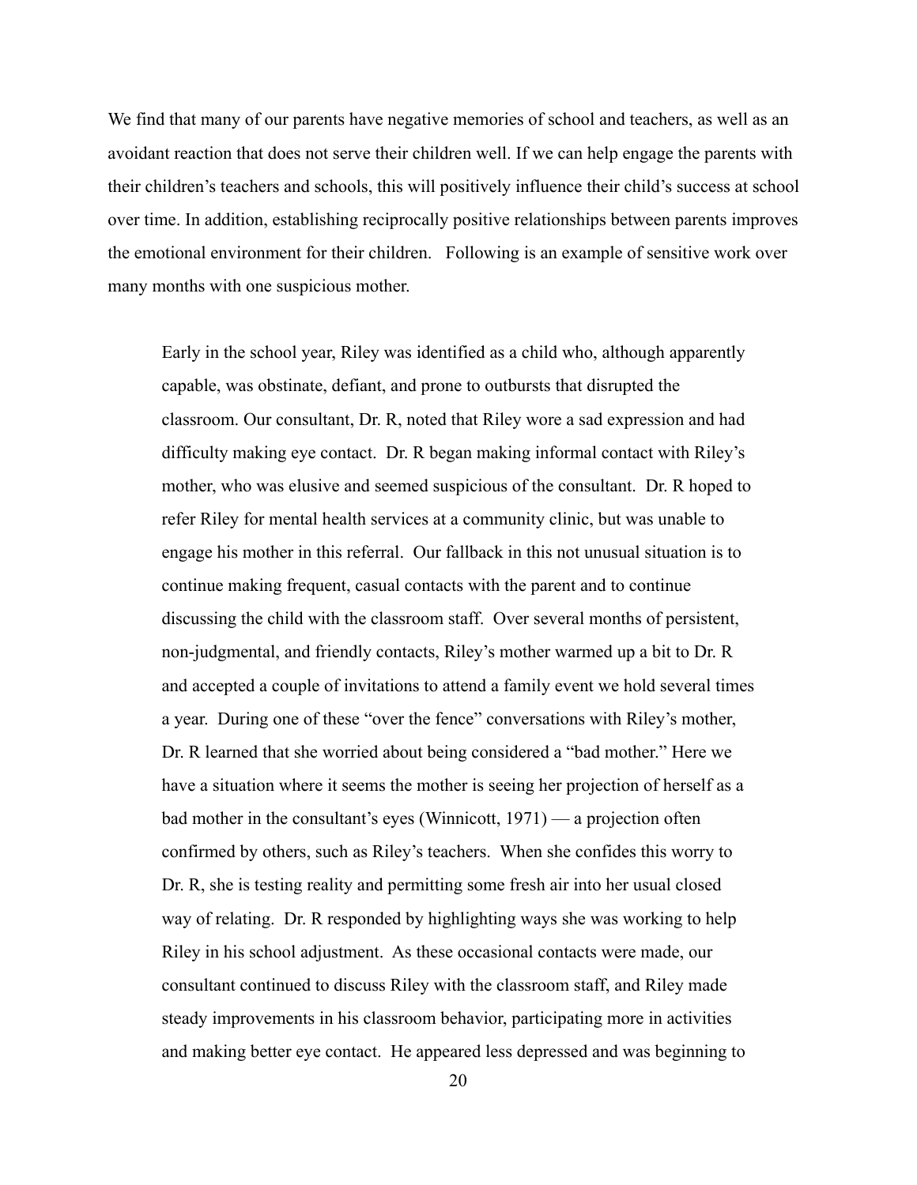We find that many of our parents have negative memories of school and teachers, as well as an avoidant reaction that does not serve their children well. If we can help engage the parents with their children's teachers and schools, this will positively influence their child's success at school over time. In addition, establishing reciprocally positive relationships between parents improves the emotional environment for their children. Following is an example of sensitive work over many months with one suspicious mother.

> Early in the school year, Riley was identified as a child who, although apparently capable, was obstinate, defiant, and prone to outbursts that disrupted the classroom. Our consultant, Dr. R, noted that Riley wore a sad expression and had difficulty making eye contact. Dr. R began making informal contact with Riley's mother, who was elusive and seemed suspicious of the consultant. Dr. R hoped to refer Riley for mental health services at a community clinic, but was unable to engage his mother in this referral. Our fallback in this not unusual situation is to continue making frequent, casual contacts with the parent and to continue discussing the child with the classroom staff. Over several months of persistent, non-judgmental, and friendly contacts, Riley's mother warmed up a bit to Dr. R and accepted a couple of invitations to attend a family event we hold several times a year. During one of these "over the fence" conversations with Riley's mother, Dr. R learned that she worried about being considered a "bad mother." Here we have a situation where it seems the mother is seeing her projection of herself as a bad mother in the consultant's eyes (Winnicott, 1971) — a projection often confirmed by others, such as Riley's teachers. When she confides this worry to Dr. R, she is testing reality and permitting some fresh air into her usual closed way of relating. Dr. R responded by highlighting ways she was working to help Riley in his school adjustment. As these occasional contacts were made, our consultant continued to discuss Riley with the classroom staff, and Riley made steady improvements in his classroom behavior, participating more in activities and making better eye contact. He appeared less depressed and was beginning to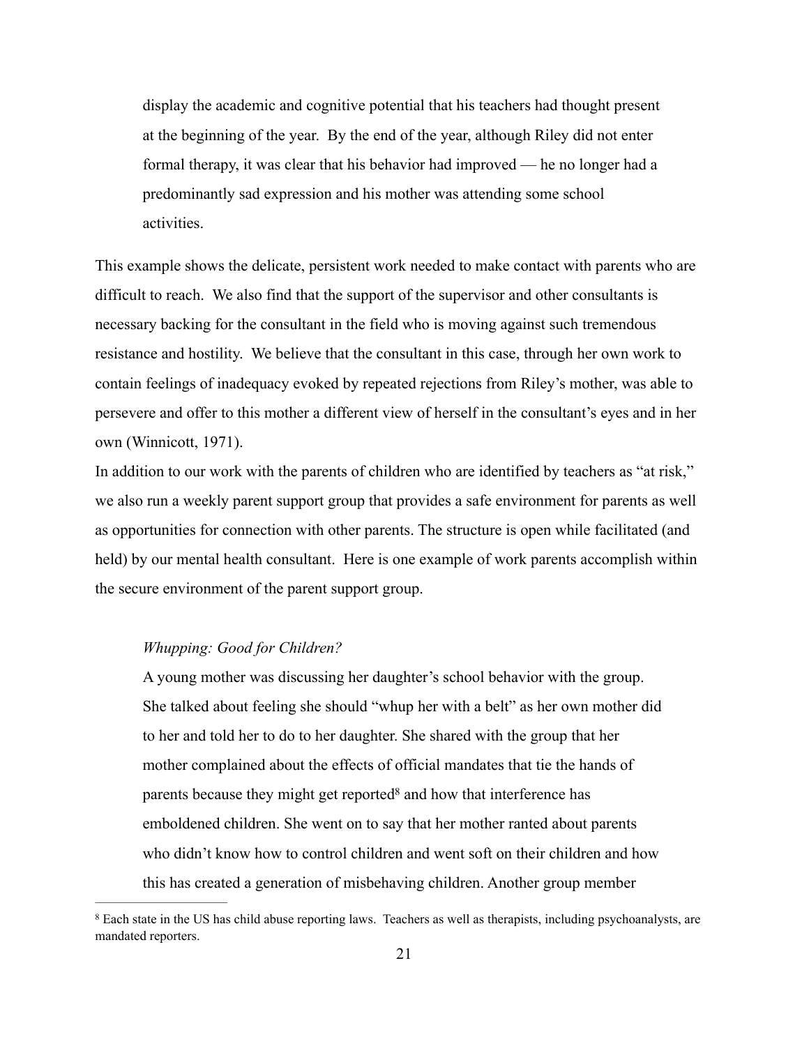display the academic and cognitive potential that his teachers had thought present at the beginning of the year. By the end of the year, although Riley did not enter formal therapy, it was clear that his behavior had improved — he no longer had a predominantly sad expression and his mother was attending some school activities.

This example shows the delicate, persistent work needed to make contact with parents who are difficult to reach. We also find that the support of the supervisor and other consultants is necessary backing for the consultant in the field who is moving against such tremendous resistance and hostility. We believe that the consultant in this case, through her own work to contain feelings of inadequacy evoked by repeated rejections from Riley's mother, was able to persevere and offer to this mother a different view of herself in the consultant's eyes and in her own (Winnicott, 1971).

In addition to our work with the parents of children who are identified by teachers as "at risk," we also run a weekly parent support group that provides a safe environment for parents as well as opportunities for connection with other parents. The structure is open while facilitated (and held) by our mental health consultant. Here is one example of work parents accomplish within the secure environment of the parent support group.

> *Whupping: Good for Children?*
>
> A young mother was discussing her daughter's school behavior with the group. She talked about feeling she should "whup her with a belt" as her own mother did to her and told her to do to her daughter. She shared with the group that her mother complained about the effects of official mandates that tie the hands of parents because they might get reported[8] and how that interference has emboldened children. She went on to say that her mother ranted about parents who didn't know how to control children and went soft on their children and how this has created a generation of misbehaving children. Another group member

[8] Each state in the US has child abuse reporting laws. Teachers as well as therapists, including psychoanalysts, are mandated reporters.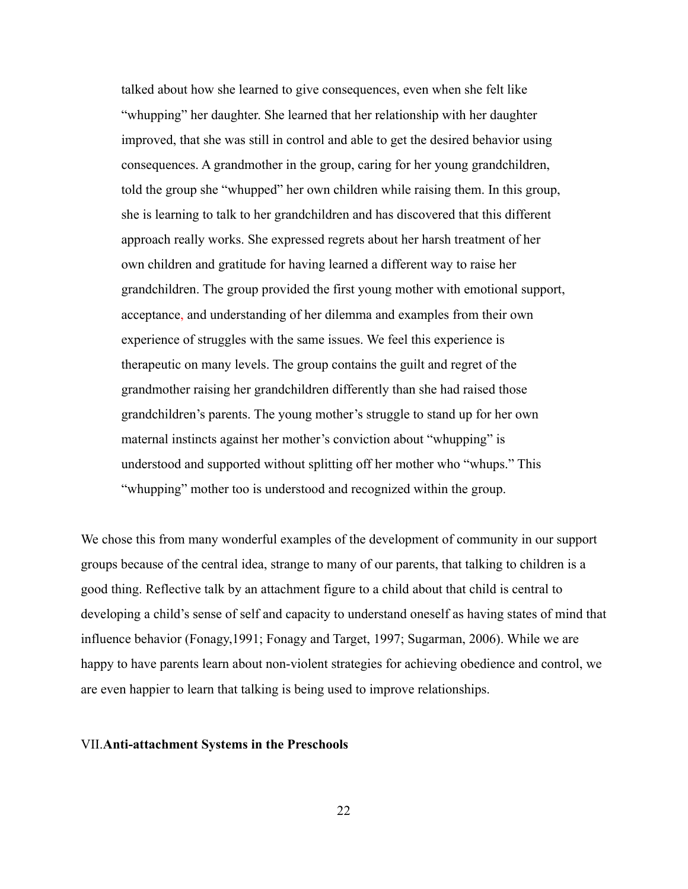> talked about how she learned to give consequences, even when she felt like "whupping" her daughter. She learned that her relationship with her daughter improved, that she was still in control and able to get the desired behavior using consequences. A grandmother in the group, caring for her young grandchildren, told the group she "whupped" her own children while raising them. In this group, she is learning to talk to her grandchildren and has discovered that this different approach really works. She expressed regrets about her harsh treatment of her own children and gratitude for having learned a different way to raise her grandchildren. The group provided the first young mother with emotional support, acceptance, and understanding of her dilemma and examples from their own experience of struggles with the same issues. We feel this experience is therapeutic on many levels. The group contains the guilt and regret of the grandmother raising her grandchildren differently than she had raised those grandchildren's parents. The young mother's struggle to stand up for her own maternal instincts against her mother's conviction about "whupping" is understood and supported without splitting off her mother who "whups." This "whupping" mother too is understood and recognized within the group.

We chose this from many wonderful examples of the development of community in our support groups because of the central idea, strange to many of our parents, that talking to children is a good thing. Reflective talk by an attachment figure to a child about that child is central to developing a child's sense of self and capacity to understand oneself as having states of mind that influence behavior (Fonagy,1991; Fonagy and Target, 1997; Sugarman, 2006). While we are happy to have parents learn about non-violent strategies for achieving obedience and control, we are even happier to learn that talking is being used to improve relationships.

## VII. **Anti-attachment Systems in the Preschools**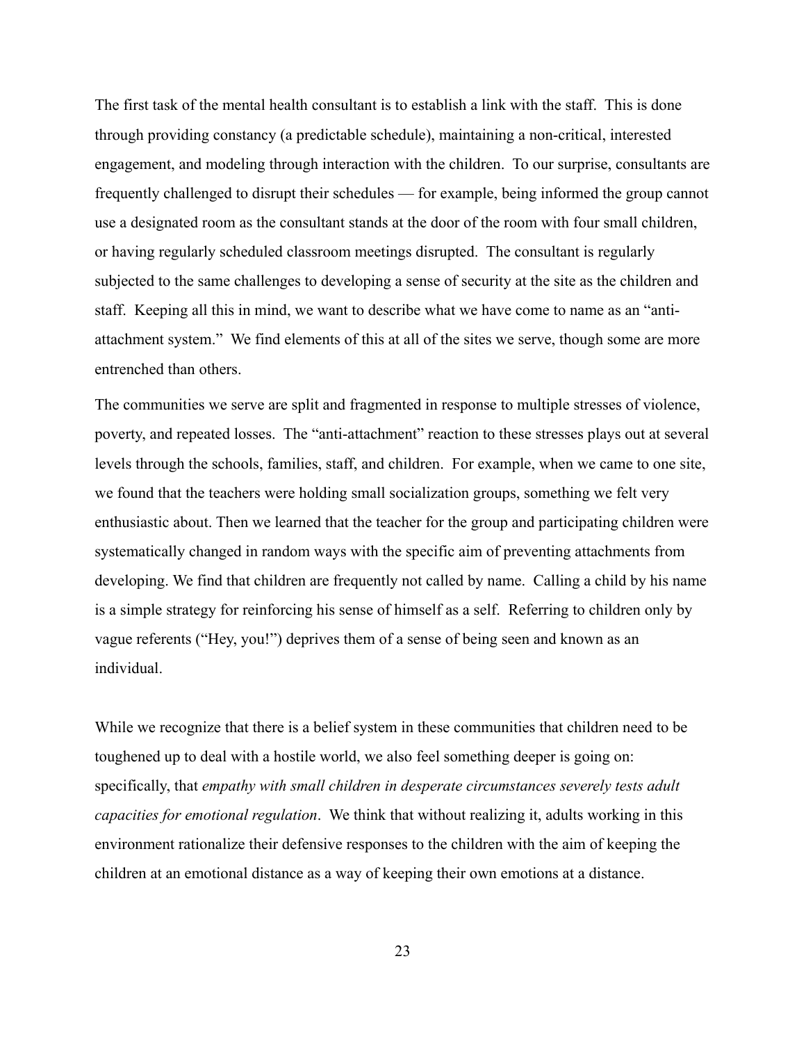The first task of the mental health consultant is to establish a link with the staff. This is done through providing constancy (a predictable schedule), maintaining a non-critical, interested engagement, and modeling through interaction with the children. To our surprise, consultants are frequently challenged to disrupt their schedules — for example, being informed the group cannot use a designated room as the consultant stands at the door of the room with four small children, or having regularly scheduled classroom meetings disrupted. The consultant is regularly subjected to the same challenges to developing a sense of security at the site as the children and staff. Keeping all this in mind, we want to describe what we have come to name as an "anti-attachment system." We find elements of this at all of the sites we serve, though some are more entrenched than others.

The communities we serve are split and fragmented in response to multiple stresses of violence, poverty, and repeated losses. The "anti-attachment" reaction to these stresses plays out at several levels through the schools, families, staff, and children. For example, when we came to one site, we found that the teachers were holding small socialization groups, something we felt very enthusiastic about. Then we learned that the teacher for the group and participating children were systematically changed in random ways with the specific aim of preventing attachments from developing. We find that children are frequently not called by name. Calling a child by his name is a simple strategy for reinforcing his sense of himself as a self. Referring to children only by vague referents ("Hey, you!") deprives them of a sense of being seen and known as an individual.

While we recognize that there is a belief system in these communities that children need to be toughened up to deal with a hostile world, we also feel something deeper is going on: specifically, that *empathy with small children in desperate circumstances severely tests adult capacities for emotional regulation*. We think that without realizing it, adults working in this environment rationalize their defensive responses to the children with the aim of keeping the children at an emotional distance as a way of keeping their own emotions at a distance.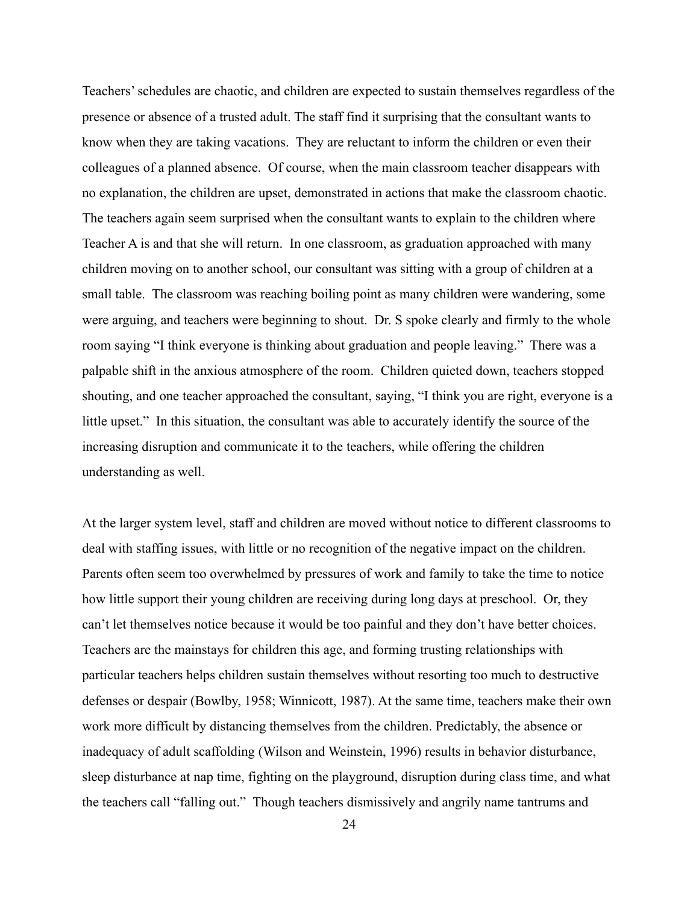Teachers' schedules are chaotic, and children are expected to sustain themselves regardless of the presence or absence of a trusted adult. The staff find it surprising that the consultant wants to know when they are taking vacations. They are reluctant to inform the children or even their colleagues of a planned absence. Of course, when the main classroom teacher disappears with no explanation, the children are upset, demonstrated in actions that make the classroom chaotic. The teachers again seem surprised when the consultant wants to explain to the children where Teacher A is and that she will return. In one classroom, as graduation approached with many children moving on to another school, our consultant was sitting with a group of children at a small table. The classroom was reaching boiling point as many children were wandering, some were arguing, and teachers were beginning to shout. Dr. S spoke clearly and firmly to the whole room saying "I think everyone is thinking about graduation and people leaving." There was a palpable shift in the anxious atmosphere of the room. Children quieted down, teachers stopped shouting, and one teacher approached the consultant, saying, "I think you are right, everyone is a little upset." In this situation, the consultant was able to accurately identify the source of the increasing disruption and communicate it to the teachers, while offering the children understanding as well.

At the larger system level, staff and children are moved without notice to different classrooms to deal with staffing issues, with little or no recognition of the negative impact on the children. Parents often seem too overwhelmed by pressures of work and family to take the time to notice how little support their young children are receiving during long days at preschool. Or, they can't let themselves notice because it would be too painful and they don't have better choices. Teachers are the mainstays for children this age, and forming trusting relationships with particular teachers helps children sustain themselves without resorting too much to destructive defenses or despair (Bowlby, 1958; Winnicott, 1987). At the same time, teachers make their own work more difficult by distancing themselves from the children. Predictably, the absence or inadequacy of adult scaffolding (Wilson and Weinstein, 1996) results in behavior disturbance, sleep disturbance at nap time, fighting on the playground, disruption during class time, and what the teachers call "falling out." Though teachers dismissively and angrily name tantrums and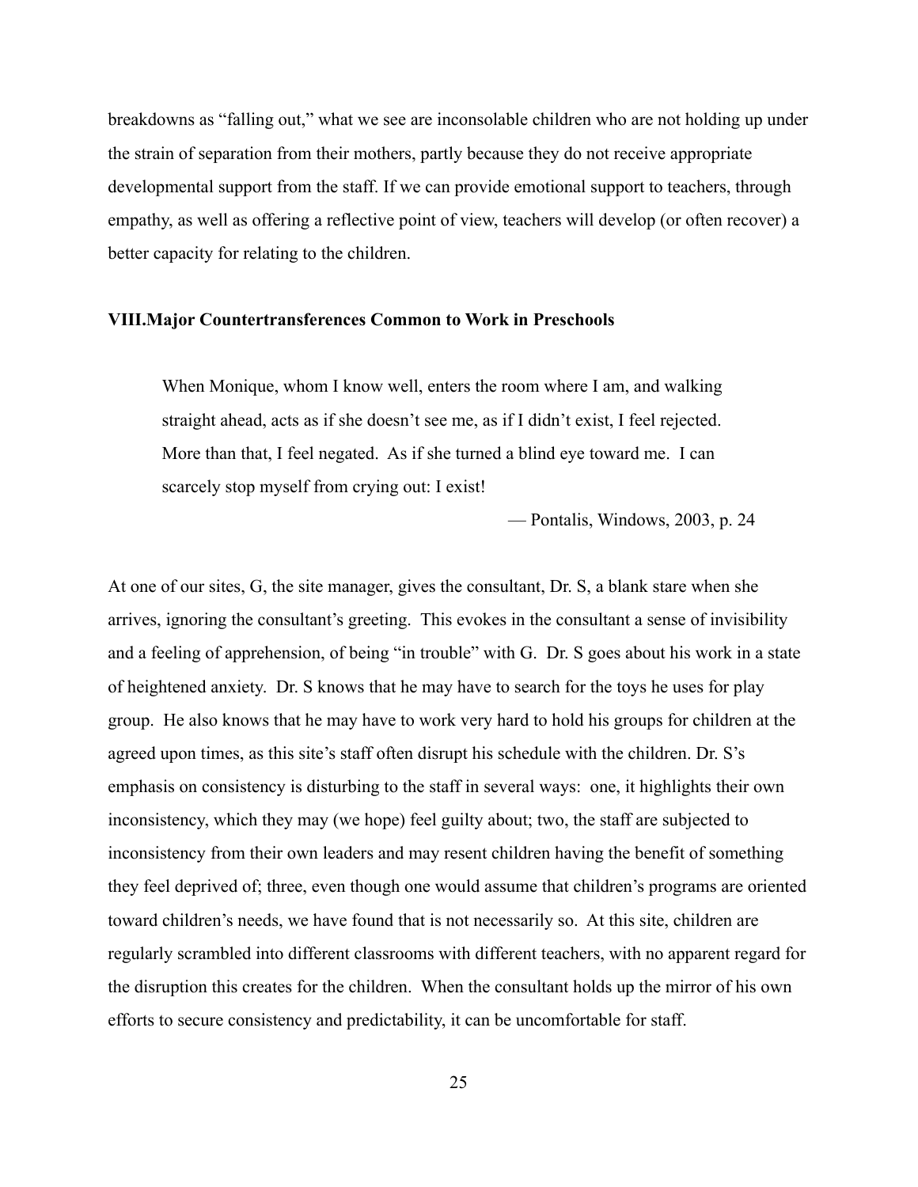breakdowns as "falling out," what we see are inconsolable children who are not holding up under the strain of separation from their mothers, partly because they do not receive appropriate developmental support from the staff. If we can provide emotional support to teachers, through empathy, as well as offering a reflective point of view, teachers will develop (or often recover) a better capacity for relating to the children.

### VIII.Major Countertransferences Common to Work in Preschools

> When Monique, whom I know well, enters the room where I am, and walking straight ahead, acts as if she doesn't see me, as if I didn't exist, I feel rejected. More than that, I feel negated. As if she turned a blind eye toward me. I can scarcely stop myself from crying out: I exist!
>
> — Pontalis, Windows, 2003, p. 24

At one of our sites, G, the site manager, gives the consultant, Dr. S, a blank stare when she arrives, ignoring the consultant's greeting. This evokes in the consultant a sense of invisibility and a feeling of apprehension, of being "in trouble" with G. Dr. S goes about his work in a state of heightened anxiety. Dr. S knows that he may have to search for the toys he uses for play group. He also knows that he may have to work very hard to hold his groups for children at the agreed upon times, as this site's staff often disrupt his schedule with the children. Dr. S's emphasis on consistency is disturbing to the staff in several ways: one, it highlights their own inconsistency, which they may (we hope) feel guilty about; two, the staff are subjected to inconsistency from their own leaders and may resent children having the benefit of something they feel deprived of; three, even though one would assume that children's programs are oriented toward children's needs, we have found that is not necessarily so. At this site, children are regularly scrambled into different classrooms with different teachers, with no apparent regard for the disruption this creates for the children. When the consultant holds up the mirror of his own efforts to secure consistency and predictability, it can be uncomfortable for staff.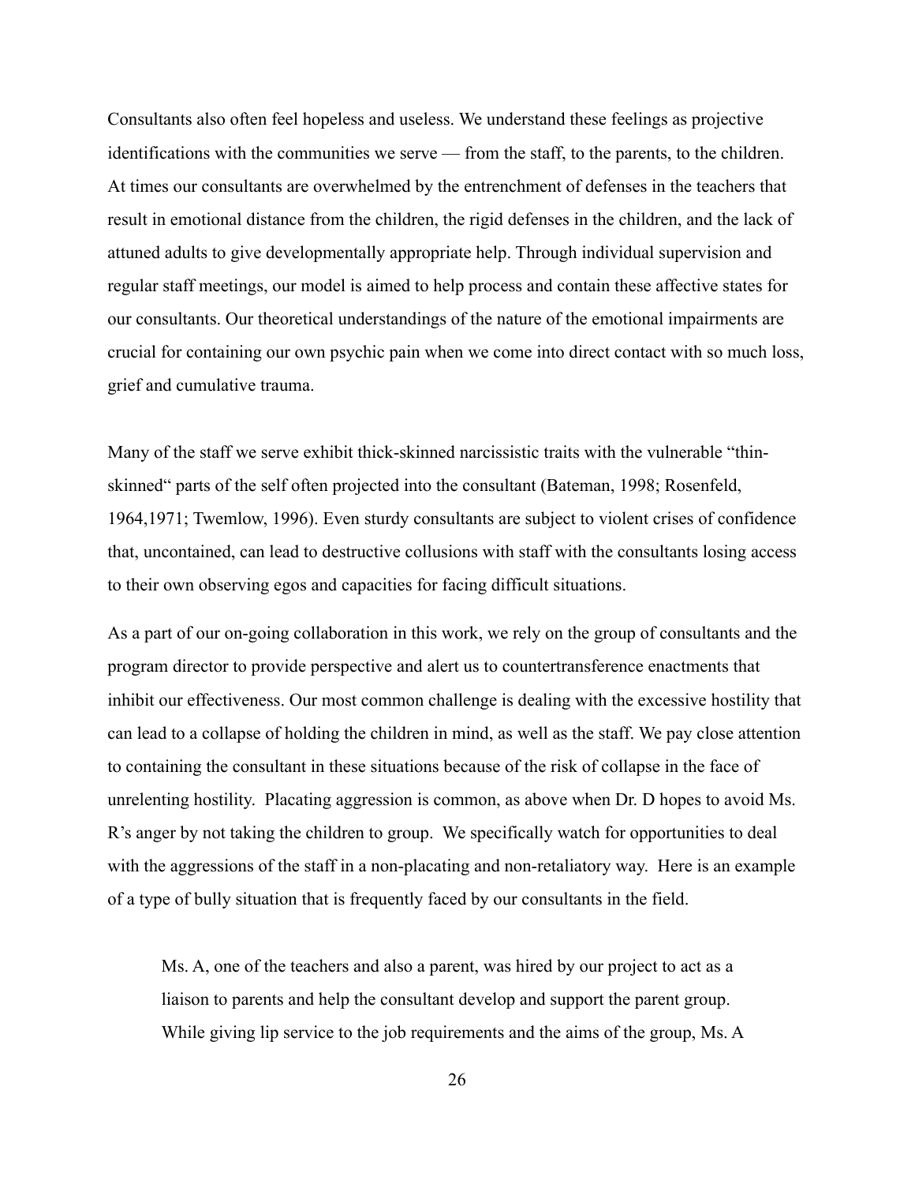Consultants also often feel hopeless and useless. We understand these feelings as projective identifications with the communities we serve — from the staff, to the parents, to the children. At times our consultants are overwhelmed by the entrenchment of defenses in the teachers that result in emotional distance from the children, the rigid defenses in the children, and the lack of attuned adults to give developmentally appropriate help. Through individual supervision and regular staff meetings, our model is aimed to help process and contain these affective states for our consultants. Our theoretical understandings of the nature of the emotional impairments are crucial for containing our own psychic pain when we come into direct contact with so much loss, grief and cumulative trauma.

Many of the staff we serve exhibit thick-skinned narcissistic traits with the vulnerable "thin-skinned" parts of the self often projected into the consultant (Bateman, 1998; Rosenfeld, 1964,1971; Twemlow, 1996). Even sturdy consultants are subject to violent crises of confidence that, uncontained, can lead to destructive collusions with staff with the consultants losing access to their own observing egos and capacities for facing difficult situations.

As a part of our on-going collaboration in this work, we rely on the group of consultants and the program director to provide perspective and alert us to countertransference enactments that inhibit our effectiveness. Our most common challenge is dealing with the excessive hostility that can lead to a collapse of holding the children in mind, as well as the staff. We pay close attention to containing the consultant in these situations because of the risk of collapse in the face of unrelenting hostility. Placating aggression is common, as above when Dr. D hopes to avoid Ms. R's anger by not taking the children to group. We specifically watch for opportunities to deal with the aggressions of the staff in a non-placating and non-retaliatory way. Here is an example of a type of bully situation that is frequently faced by our consultants in the field.

> Ms. A, one of the teachers and also a parent, was hired by our project to act as a liaison to parents and help the consultant develop and support the parent group. While giving lip service to the job requirements and the aims of the group, Ms. A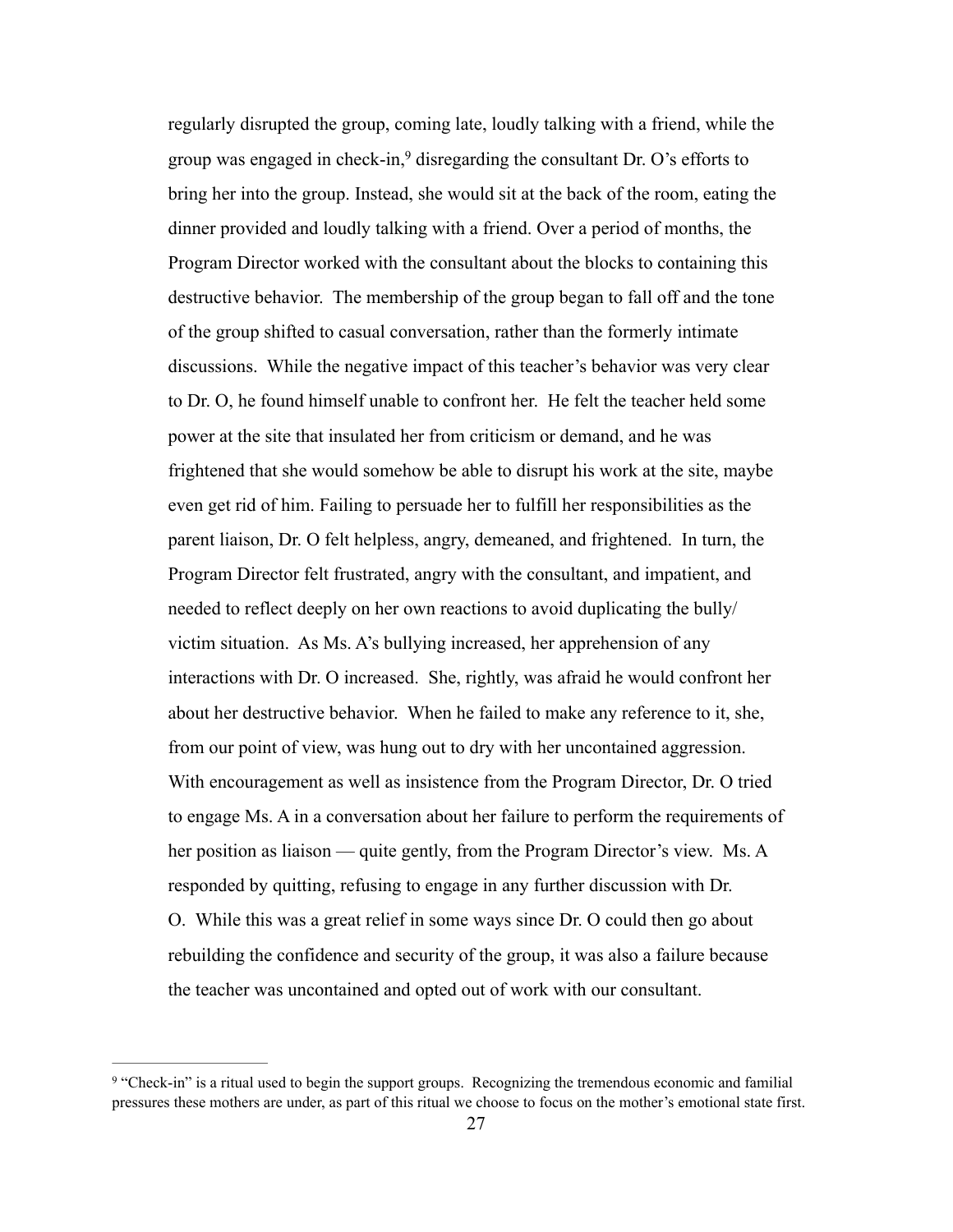regularly disrupted the group, coming late, loudly talking with a friend, while the group was engaged in check-in,[9] disregarding the consultant Dr. O's efforts to bring her into the group. Instead, she would sit at the back of the room, eating the dinner provided and loudly talking with a friend. Over a period of months, the Program Director worked with the consultant about the blocks to containing this destructive behavior. The membership of the group began to fall off and the tone of the group shifted to casual conversation, rather than the formerly intimate discussions. While the negative impact of this teacher's behavior was very clear to Dr. O, he found himself unable to confront her. He felt the teacher held some power at the site that insulated her from criticism or demand, and he was frightened that she would somehow be able to disrupt his work at the site, maybe even get rid of him. Failing to persuade her to fulfill her responsibilities as the parent liaison, Dr. O felt helpless, angry, demeaned, and frightened. In turn, the Program Director felt frustrated, angry with the consultant, and impatient, and needed to reflect deeply on her own reactions to avoid duplicating the bully/victim situation. As Ms. A's bullying increased, her apprehension of any interactions with Dr. O increased. She, rightly, was afraid he would confront her about her destructive behavior. When he failed to make any reference to it, she, from our point of view, was hung out to dry with her uncontained aggression. With encouragement as well as insistence from the Program Director, Dr. O tried to engage Ms. A in a conversation about her failure to perform the requirements of her position as liaison — quite gently, from the Program Director's view. Ms. A responded by quitting, refusing to engage in any further discussion with Dr. O. While this was a great relief in some ways since Dr. O could then go about rebuilding the confidence and security of the group, it was also a failure because the teacher was uncontained and opted out of work with our consultant.

[9] "Check-in" is a ritual used to begin the support groups. Recognizing the tremendous economic and familial pressures these mothers are under, as part of this ritual we choose to focus on the mother's emotional state first.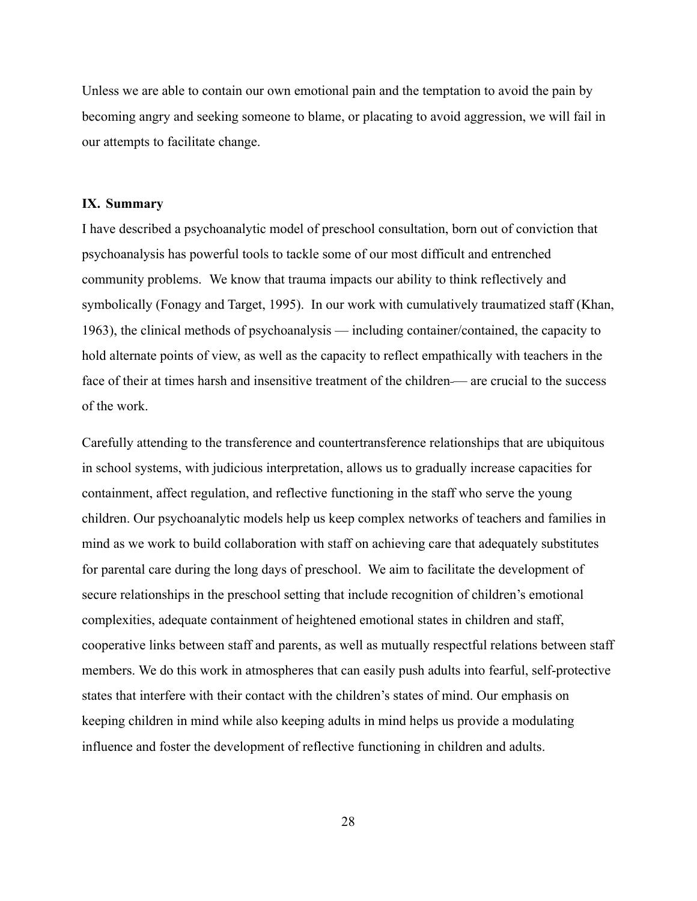Unless we are able to contain our own emotional pain and the temptation to avoid the pain by becoming angry and seeking someone to blame, or placating to avoid aggression, we will fail in our attempts to facilitate change.

## IX. Summary

I have described a psychoanalytic model of preschool consultation, born out of conviction that psychoanalysis has powerful tools to tackle some of our most difficult and entrenched community problems. We know that trauma impacts our ability to think reflectively and symbolically (Fonagy and Target, 1995). In our work with cumulatively traumatized staff (Khan, 1963), the clinical methods of psychoanalysis — including container/contained, the capacity to hold alternate points of view, as well as the capacity to reflect empathically with teachers in the face of their at times harsh and insensitive treatment of the children— are crucial to the success of the work.

Carefully attending to the transference and countertransference relationships that are ubiquitous in school systems, with judicious interpretation, allows us to gradually increase capacities for containment, affect regulation, and reflective functioning in the staff who serve the young children. Our psychoanalytic models help us keep complex networks of teachers and families in mind as we work to build collaboration with staff on achieving care that adequately substitutes for parental care during the long days of preschool. We aim to facilitate the development of secure relationships in the preschool setting that include recognition of children's emotional complexities, adequate containment of heightened emotional states in children and staff, cooperative links between staff and parents, as well as mutually respectful relations between staff members. We do this work in atmospheres that can easily push adults into fearful, self-protective states that interfere with their contact with the children's states of mind. Our emphasis on keeping children in mind while also keeping adults in mind helps us provide a modulating influence and foster the development of reflective functioning in children and adults.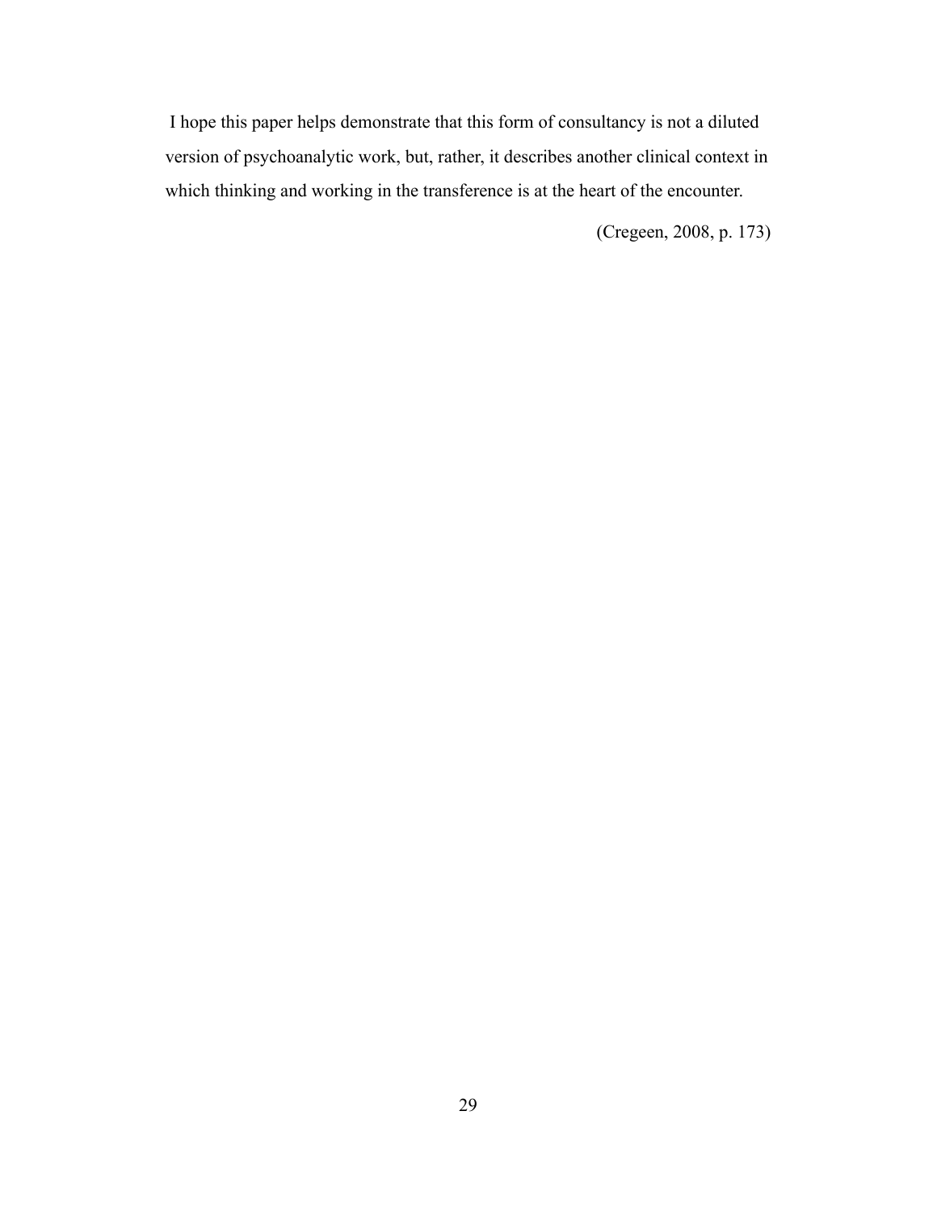> I hope this paper helps demonstrate that this form of consultancy is not a diluted version of psychoanalytic work, but, rather, it describes another clinical context in which thinking and working in the transference is at the heart of the encounter.
>
> (Cregeen, 2008, p. 173)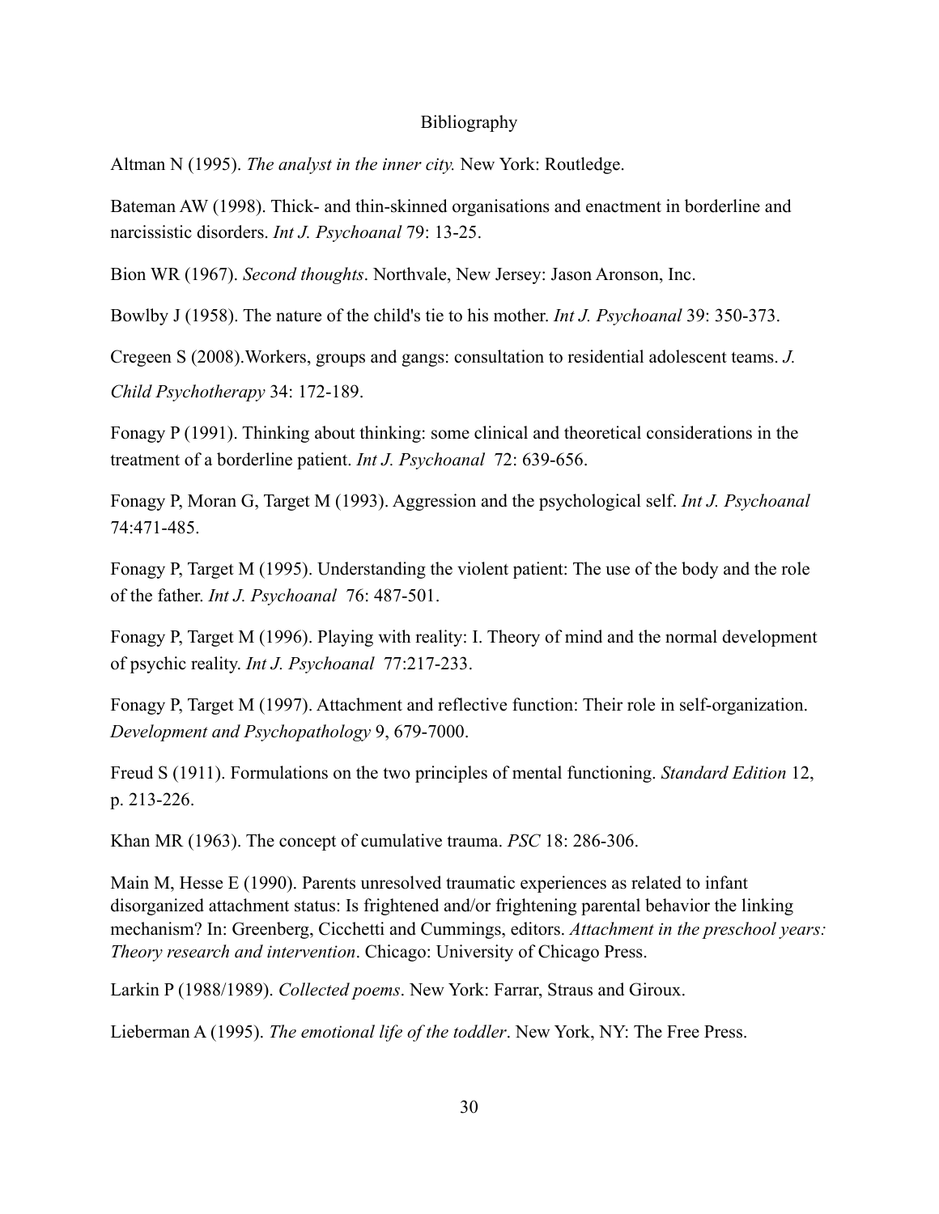# Bibliography

Altman N (1995). *The analyst in the inner city.* New York: Routledge.

Bateman AW (1998). Thick- and thin-skinned organisations and enactment in borderline and narcissistic disorders. *Int J. Psychoanal* 79: 13-25.

Bion WR (1967). *Second thoughts*. Northvale, New Jersey: Jason Aronson, Inc.

Bowlby J (1958). The nature of the child's tie to his mother. *Int J. Psychoanal* 39: 350-373.

Cregeen S (2008).Workers, groups and gangs: consultation to residential adolescent teams. *J. Child Psychotherapy* 34: 172-189.

Fonagy P (1991). Thinking about thinking: some clinical and theoretical considerations in the treatment of a borderline patient. *Int J. Psychoanal* 72: 639-656.

Fonagy P, Moran G, Target M (1993). Aggression and the psychological self. *Int J. Psychoanal* 74:471-485.

Fonagy P, Target M (1995). Understanding the violent patient: The use of the body and the role of the father. *Int J. Psychoanal* 76: 487-501.

Fonagy P, Target M (1996). Playing with reality: I. Theory of mind and the normal development of psychic reality. *Int J. Psychoanal* 77:217-233.

Fonagy P, Target M (1997). Attachment and reflective function: Their role in self-organization. *Development and Psychopathology* 9, 679-7000.

Freud S (1911). Formulations on the two principles of mental functioning. *Standard Edition* 12, p. 213-226.

Khan MR (1963). The concept of cumulative trauma. *PSC* 18: 286-306.

Main M, Hesse E (1990). Parents unresolved traumatic experiences as related to infant disorganized attachment status: Is frightened and/or frightening parental behavior the linking mechanism? In: Greenberg, Cicchetti and Cummings, editors. *Attachment in the preschool years: Theory research and intervention*. Chicago: University of Chicago Press.

Larkin P (1988/1989). *Collected poems*. New York: Farrar, Straus and Giroux.

Lieberman A (1995). *The emotional life of the toddler*. New York, NY: The Free Press.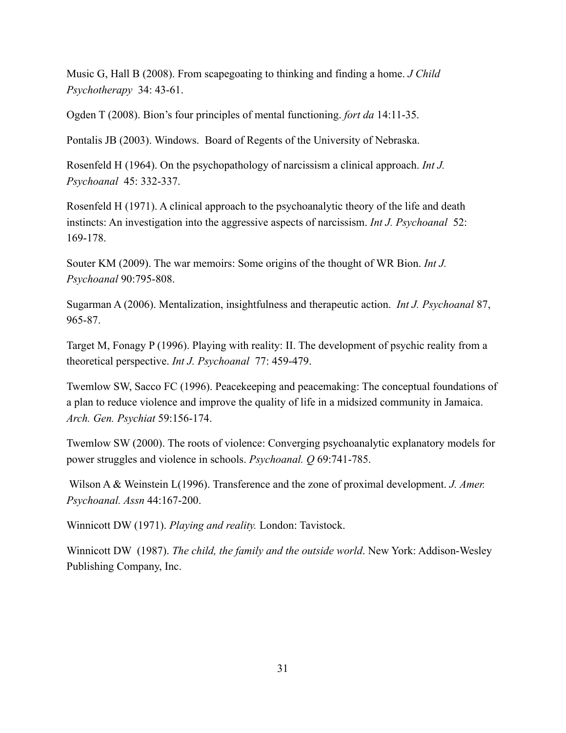Music G, Hall B (2008). From scapegoating to thinking and finding a home. *J Child Psychotherapy* 34: 43-61.

Ogden T (2008). Bion's four principles of mental functioning. *fort da* 14:11-35.

Pontalis JB (2003). Windows. Board of Regents of the University of Nebraska.

Rosenfeld H (1964). On the psychopathology of narcissism a clinical approach. *Int J. Psychoanal* 45: 332-337.

Rosenfeld H (1971). A clinical approach to the psychoanalytic theory of the life and death instincts: An investigation into the aggressive aspects of narcissism. *Int J. Psychoanal* 52: 169-178.

Souter KM (2009). The war memoirs: Some origins of the thought of WR Bion. *Int J. Psychoanal* 90:795-808.

Sugarman A (2006). Mentalization, insightfulness and therapeutic action. *Int J. Psychoanal* 87, 965-87.

Target M, Fonagy P (1996). Playing with reality: II. The development of psychic reality from a theoretical perspective. *Int J. Psychoanal* 77: 459-479.

Twemlow SW, Sacco FC (1996). Peacekeeping and peacemaking: The conceptual foundations of a plan to reduce violence and improve the quality of life in a midsized community in Jamaica. *Arch. Gen. Psychiat* 59:156-174.

Twemlow SW (2000). The roots of violence: Converging psychoanalytic explanatory models for power struggles and violence in schools. *Psychoanal. Q* 69:741-785.

Wilson A & Weinstein L(1996). Transference and the zone of proximal development. *J. Amer. Psychoanal. Assn* 44:167-200.

Winnicott DW (1971). *Playing and reality.* London: Tavistock.

Winnicott DW (1987). *The child, the family and the outside world*. New York: Addison-Wesley Publishing Company, Inc.